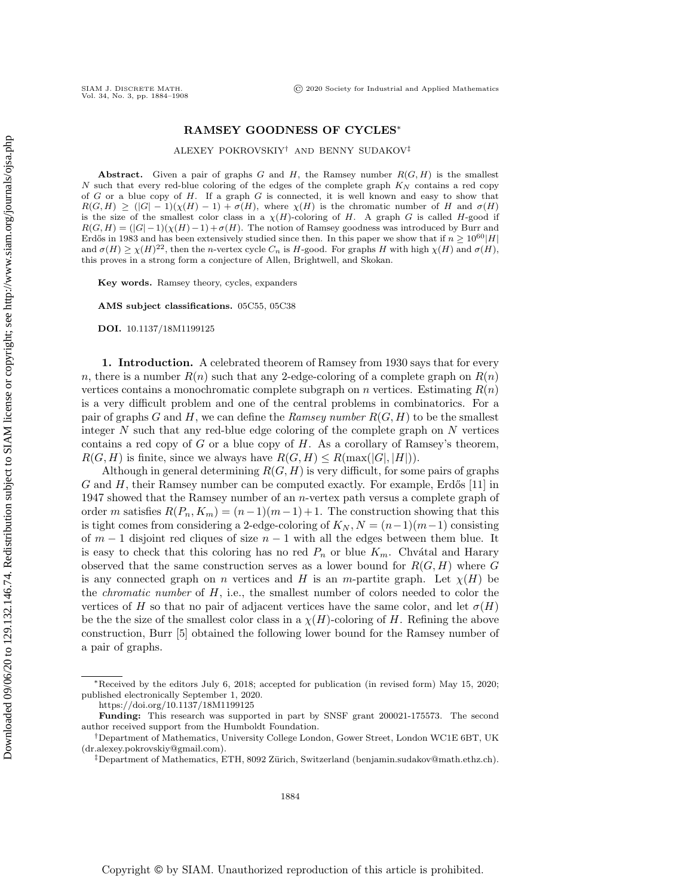# RAMSEY GOODNESS OF CYCLES*

ALEXEY POKROVSKIY† AND BENNY SUDAKOV‡

**Abstract.** Given a pair of graphs $G$ and $H$, the Ramsey number $R(G,H)$ is the smallest $N$ such that every red-blue coloring of the edges of the complete graph $K_N$ contains a red copy of $G$ or a blue copy of $H$. If a graph $G$ is connected, it is well known and easy to show that $R(G,H) \geq (|G|-1)(\chi(H)-1)+\sigma(H)$, where $\chi(H)$ is the chromatic number of $H$ and $\sigma(H)$ is the size of the smallest color class in a $\chi(H)$-coloring of $H$. A graph $G$ is called $H$-good if $R(G,H) = (|G|-1)(\chi(H)-1)+\sigma(H)$. The notion of Ramsey goodness was introduced by Burr and Erdős in 1983 and has been extensively studied since then. In this paper we show that if $n \geq 10^{60}|H|$ and $\sigma(H) \geq \chi(H)^{22}$, then the $n$-vertex cycle $C_n$ is $H$-good. For graphs $H$ with high $\chi(H)$ and $\sigma(H)$, this proves in a strong form a conjecture of Allen, Brightwell, and Skokan.

**Key words.** Ramsey theory, cycles, expanders

**AMS subject classifications.** 05C55, 05C38

**DOI.** 10.1137/18M1199125

## 1. Introduction.

A celebrated theorem of Ramsey from 1930 says that for every $n$, there is a number $R(n)$ such that any 2-edge-coloring of a complete graph on $R(n)$ vertices contains a monochromatic complete subgraph on $n$ vertices. Estimating $R(n)$ is a very difficult problem and one of the central problems in combinatorics. For a pair of graphs $G$ and $H$, we can define the *Ramsey number* $R(G,H)$ to be the smallest integer $N$ such that any red-blue edge coloring of the complete graph on $N$ vertices contains a red copy of $G$ or a blue copy of $H$. As a corollary of Ramsey's theorem, $R(G,H)$ is finite, since we always have $R(G,H) \leq R(\max(|G|,|H|))$.

Although in general determining $R(G,H)$ is very difficult, for some pairs of graphs $G$ and $H$, their Ramsey number can be computed exactly. For example, Erdős [11] in 1947 showed that the Ramsey number of an $n$-vertex path versus a complete graph of order $m$ satisfies $R(P_n, K_m) = (n-1)(m-1)+1$. The construction showing that this is tight comes from considering a 2-edge-coloring of $K_N$, $N = (n-1)(m-1)$ consisting of $m-1$ disjoint red cliques of size $n-1$ with all the edges between them blue. It is easy to check that this coloring has no red $P_n$ or blue $K_m$. Chvátal and Harary observed that the same construction serves as a lower bound for $R(G,H)$ where $G$ is any connected graph on $n$ vertices and $H$ is an $m$-partite graph. Let $\chi(H)$ be the *chromatic number* of $H$, i.e., the smallest number of colors needed to color the vertices of $H$ so that no pair of adjacent vertices have the same color, and let $\sigma(H)$ be the the size of the smallest color class in a $\chi(H)$-coloring of $H$. Refining the above construction, Burr [5] obtained the following lower bound for the Ramsey number of a pair of graphs.

---

*Received by the editors July 6, 2018; accepted for publication (in revised form) May 15, 2020; published electronically September 1, 2020.
https://doi.org/10.1137/18M1199125

**Funding:** This research was supported in part by SNSF grant 200021-175573. The second author received support from the Humboldt Foundation.

†Department of Mathematics, University College London, Gower Street, London WC1E 6BT, UK (dr.alexey.pokrovskiy@gmail.com).

‡Department of Mathematics, ETH, 8092 Zürich, Switzerland (benjamin.sudakov@math.ethz.ch).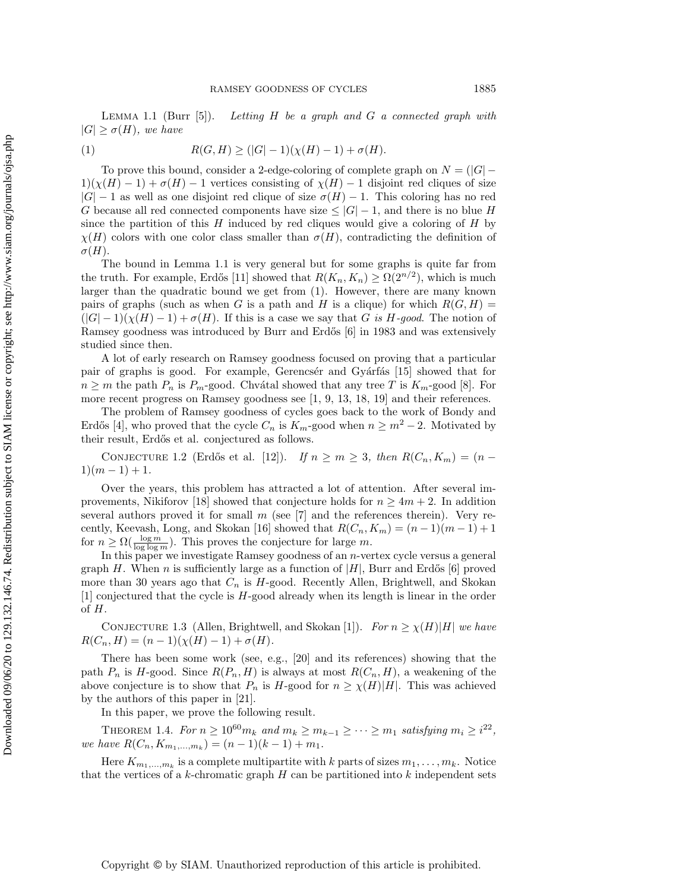**Lemma 1.1** (Burr [5]). *Letting $H$ be a graph and $G$ a connected graph with $|G| \geq \sigma(H)$, we have*

$$R(G, H) \geq (|G| - 1)(\chi(H) - 1) + \sigma(H). \tag{1}$$

To prove this bound, consider a 2-edge-coloring of complete graph on $N = (|G| - 1)(\chi(H) - 1) + \sigma(H) - 1$ vertices consisting of $\chi(H) - 1$ disjoint red cliques of size $|G| - 1$ as well as one disjoint red clique of size $\sigma(H) - 1$. This coloring has no red $G$ because all red connected components have size $\leq |G| - 1$, and there is no blue $H$ since the partition of this $H$ induced by red cliques would give a coloring of $H$ by $\chi(H)$ colors with one color class smaller than $\sigma(H)$, contradicting the definition of $\sigma(H)$.

The bound in Lemma 1.1 is very general but for some graphs is quite far from the truth. For example, Erdős [11] showed that $R(K_n, K_n) \geq \Omega(2^{n/2})$, which is much larger than the quadratic bound we get from (1). However, there are many known pairs of graphs (such as when $G$ is a path and $H$ is a clique) for which $R(G, H) = (|G| - 1)(\chi(H) - 1) + \sigma(H)$. If this is a case we say that $G$ *is $H$-good*. The notion of Ramsey goodness was introduced by Burr and Erdős [6] in 1983 and was extensively studied since then.

A lot of early research on Ramsey goodness focused on proving that a particular pair of graphs is good. For example, Gerencsér and Gyárfás [15] showed that for $n \geq m$ the path $P_n$ is $P_m$-good. Chvátal showed that any tree $T$ is $K_m$-good [8]. For more recent progress on Ramsey goodness see [1, 9, 13, 18, 19] and their references.

The problem of Ramsey goodness of cycles goes back to the work of Bondy and Erdős [4], who proved that the cycle $C_n$ is $K_m$-good when $n \geq m^2 - 2$. Motivated by their result, Erdős et al. conjectured as follows.

**Conjecture 1.2** (Erdős et al. [12]). *If $n \geq m \geq 3$, then $R(C_n, K_m) = (n - 1)(m - 1) + 1$.*

Over the years, this problem has attracted a lot of attention. After several improvements, Nikiforov [18] showed that conjecture holds for $n \geq 4m + 2$. In addition several authors proved it for small $m$ (see [7] and the references therein). Very recently, Keevash, Long, and Skokan [16] showed that $R(C_n, K_m) = (n - 1)(m - 1) + 1$ for $n \geq \Omega(\frac{\log m}{\log \log m})$. This proves the conjecture for large $m$.

In this paper we investigate Ramsey goodness of an $n$-vertex cycle versus a general graph $H$. When $n$ is sufficiently large as a function of $|H|$, Burr and Erdős [6] proved more than 30 years ago that $C_n$ is $H$-good. Recently Allen, Brightwell, and Skokan [1] conjectured that the cycle is $H$-good already when its length is linear in the order of $H$.

**Conjecture 1.3** (Allen, Brightwell, and Skokan [1]). *For $n \geq \chi(H)|H|$ we have $R(C_n, H) = (n - 1)(\chi(H) - 1) + \sigma(H)$.*

There has been some work (see, e.g., [20] and its references) showing that the path $P_n$ is $H$-good. Since $R(P_n, H)$ is always at most $R(C_n, H)$, a weakening of the above conjecture is to show that $P_n$ is $H$-good for $n \geq \chi(H)|H|$. This was achieved by the authors of this paper in [21].

In this paper, we prove the following result.

**Theorem 1.4.** *For $n \geq 10^{60} m_k$ and $m_k \geq m_{k-1} \geq \cdots \geq m_1$ satisfying $m_i \geq i^{22}$, we have $R(C_n, K_{m_1,\ldots,m_k}) = (n - 1)(k - 1) + m_1$.*

Here $K_{m_1,\ldots,m_k}$ is a complete multipartite with $k$ parts of sizes $m_1, \ldots, m_k$. Notice that the vertices of a $k$-chromatic graph $H$ can be partitioned into $k$ independent sets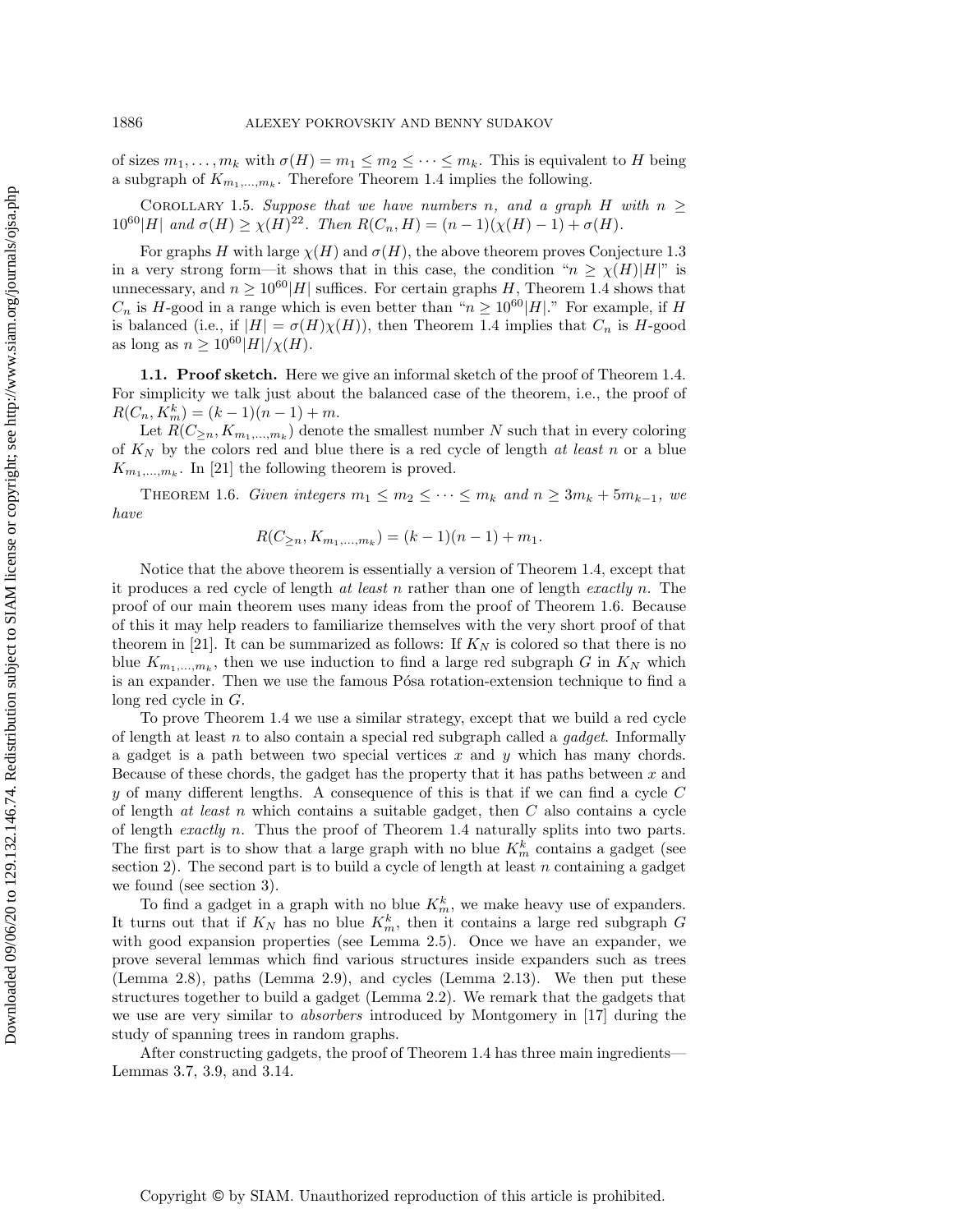of sizes $m_1, \ldots, m_k$ with $\sigma(H) = m_1 \leq m_2 \leq \cdots \leq m_k$. This is equivalent to $H$ being a subgraph of $K_{m_1,\ldots,m_k}$. Therefore Theorem 1.4 implies the following.

Corollary 1.5. *Suppose that we have numbers $n$, and a graph $H$ with $n \geq 10^{60}|H|$ and $\sigma(H) \geq \chi(H)^{22}$. Then $R(C_n, H) = (n-1)(\chi(H)-1) + \sigma(H)$.*

For graphs $H$ with large $\chi(H)$ and $\sigma(H)$, the above theorem proves Conjecture 1.3 in a very strong form—it shows that in this case, the condition "$n \geq \chi(H)|H|$" is unnecessary, and $n \geq 10^{60}|H|$ suffices. For certain graphs $H$, Theorem 1.4 shows that $C_n$ is $H$-good in a range which is even better than "$n \geq 10^{60}|H|$." For example, if $H$ is balanced (i.e., if $|H| = \sigma(H)\chi(H)$), then Theorem 1.4 implies that $C_n$ is $H$-good as long as $n \geq 10^{60}|H|/\chi(H)$.

**1.1. Proof sketch.** Here we give an informal sketch of the proof of Theorem 1.4. For simplicity we talk just about the balanced case of the theorem, i.e., the proof of $R(C_n, K_m^k) = (k-1)(n-1) + m$.

Let $R(C_{\geq n}, K_{m_1,\ldots,m_k})$ denote the smallest number $N$ such that in every coloring of $K_N$ by the colors red and blue there is a red cycle of length *at least* $n$ or a blue $K_{m_1,\ldots,m_k}$. In [21] the following theorem is proved.

Theorem 1.6. *Given integers $m_1 \leq m_2 \leq \cdots \leq m_k$ and $n \geq 3m_k + 5m_{k-1}$, we have*

$$R(C_{\geq n}, K_{m_1,\ldots,m_k}) = (k-1)(n-1) + m_1.$$

Notice that the above theorem is essentially a version of Theorem 1.4, except that it produces a red cycle of length *at least* $n$ rather than one of length *exactly* $n$. The proof of our main theorem uses many ideas from the proof of Theorem 1.6. Because of this it may help readers to familiarize themselves with the very short proof of that theorem in [21]. It can be summarized as follows: If $K_N$ is colored so that there is no blue $K_{m_1,\ldots,m_k}$, then we use induction to find a large red subgraph $G$ in $K_N$ which is an expander. Then we use the famous Pósa rotation-extension technique to find a long red cycle in $G$.

To prove Theorem 1.4 we use a similar strategy, except that we build a red cycle of length at least $n$ to also contain a special red subgraph called a *gadget*. Informally a gadget is a path between two special vertices $x$ and $y$ which has many chords. Because of these chords, the gadget has the property that it has paths between $x$ and $y$ of many different lengths. A consequence of this is that if we can find a cycle $C$ of length *at least* $n$ which contains a suitable gadget, then $C$ also contains a cycle of length *exactly* $n$. Thus the proof of Theorem 1.4 naturally splits into two parts. The first part is to show that a large graph with no blue $K_m^k$ contains a gadget (see section 2). The second part is to build a cycle of length at least $n$ containing a gadget we found (see section 3).

To find a gadget in a graph with no blue $K_m^k$, we make heavy use of expanders. It turns out that if $K_N$ has no blue $K_m^k$, then it contains a large red subgraph $G$ with good expansion properties (see Lemma 2.5). Once we have an expander, we prove several lemmas which find various structures inside expanders such as trees (Lemma 2.8), paths (Lemma 2.9), and cycles (Lemma 2.13). We then put these structures together to build a gadget (Lemma 2.2). We remark that the gadgets that we use are very similar to *absorbers* introduced by Montgomery in [17] during the study of spanning trees in random graphs.

After constructing gadgets, the proof of Theorem 1.4 has three main ingredients—Lemmas 3.7, 3.9, and 3.14.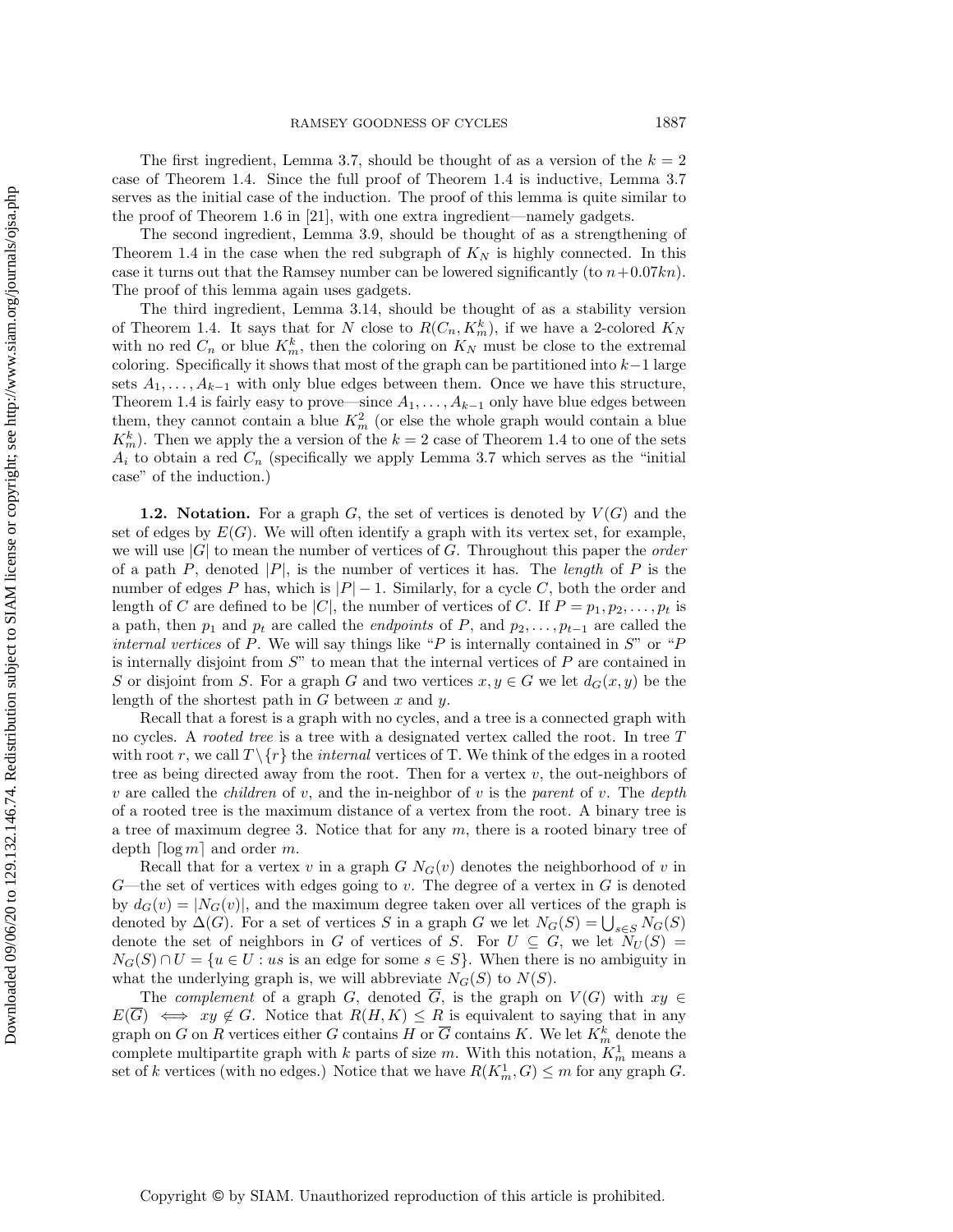The first ingredient, Lemma 3.7, should be thought of as a version of the $k = 2$ case of Theorem 1.4. Since the full proof of Theorem 1.4 is inductive, Lemma 3.7 serves as the initial case of the induction. The proof of this lemma is quite similar to the proof of Theorem 1.6 in [21], with one extra ingredient—namely gadgets.

The second ingredient, Lemma 3.9, should be thought of as a strengthening of Theorem 1.4 in the case when the red subgraph of $K_N$ is highly connected. In this case it turns out that the Ramsey number can be lowered significantly (to $n+0.07kn$). The proof of this lemma again uses gadgets.

The third ingredient, Lemma 3.14, should be thought of as a stability version of Theorem 1.4. It says that for $N$ close to $R(C_n, K_m^k)$, if we have a 2-colored $K_N$ with no red $C_n$ or blue $K_m^k$, then the coloring on $K_N$ must be close to the extremal coloring. Specifically it shows that most of the graph can be partitioned into $k-1$ large sets $A_1, \dots, A_{k-1}$ with only blue edges between them. Once we have this structure, Theorem 1.4 is fairly easy to prove—since $A_1, \dots, A_{k-1}$ only have blue edges between them, they cannot contain a blue $K_m^2$ (or else the whole graph would contain a blue $K_m^k$). Then we apply the a version of the $k = 2$ case of Theorem 1.4 to one of the sets $A_i$ to obtain a red $C_n$ (specifically we apply Lemma 3.7 which serves as the "initial case" of the induction.)

### 1.2. Notation.

For a graph $G$, the set of vertices is denoted by $V(G)$ and the set of edges by $E(G)$. We will often identify a graph with its vertex set, for example, we will use $|G|$ to mean the number of vertices of $G$. Throughout this paper the *order* of a path $P$, denoted $|P|$, is the number of vertices it has. The *length* of $P$ is the number of edges $P$ has, which is $|P|-1$. Similarly, for a cycle $C$, both the order and length of $C$ are defined to be $|C|$, the number of vertices of $C$. If $P = p_1, p_2, \dots, p_t$ is a path, then $p_1$ and $p_t$ are called the *endpoints* of $P$, and $p_2, \dots, p_{t-1}$ are called the *internal vertices* of $P$. We will say things like "$P$ is internally contained in $S$" or "$P$ is internally disjoint from $S$" to mean that the internal vertices of $P$ are contained in $S$ or disjoint from $S$. For a graph $G$ and two vertices $x, y \in G$ we let $d_G(x, y)$ be the length of the shortest path in $G$ between $x$ and $y$.

Recall that a forest is a graph with no cycles, and a tree is a connected graph with no cycles. A *rooted tree* is a tree with a designated vertex called the root. In tree $T$ with root $r$, we call $T \setminus \{r\}$ the *internal* vertices of T. We think of the edges in a rooted tree as being directed away from the root. Then for a vertex $v$, the out-neighbors of $v$ are called the *children* of $v$, and the in-neighbor of $v$ is the *parent* of $v$. The *depth* of a rooted tree is the maximum distance of a vertex from the root. A binary tree is a tree of maximum degree 3. Notice that for any $m$, there is a rooted binary tree of depth $\lceil \log m \rceil$ and order $m$.

Recall that for a vertex $v$ in a graph $G$ $N_G(v)$ denotes the neighborhood of $v$ in $G$—the set of vertices with edges going to $v$. The degree of a vertex in $G$ is denoted by $d_G(v) = |N_G(v)|$, and the maximum degree taken over all vertices of the graph is denoted by $\Delta(G)$. For a set of vertices $S$ in a graph $G$ we let $N_G(S) = \bigcup_{s \in S} N_G(S)$ denote the set of neighbors in $G$ of vertices of $S$. For $U \subseteq G$, we let $N_U(S) = N_G(S) \cap U = \{u \in U : us \text{ is an edge for some } s \in S\}$. When there is no ambiguity in what the underlying graph is, we will abbreviate $N_G(S)$ to $N(S)$.

The *complement* of a graph $G$, denoted $\overline{G}$, is the graph on $V(G)$ with $xy \in E(\overline{G}) \iff xy \notin G$. Notice that $R(H, K) \leq R$ is equivalent to saying that in any graph on $G$ on $R$ vertices either $G$ contains $H$ or $\overline{G}$ contains $K$. We let $K_m^k$ denote the complete multipartite graph with $k$ parts of size $m$. With this notation, $K_m^1$ means a set of $k$ vertices (with no edges.) Notice that we have $R(K_m^1, G) \leq m$ for any graph $G$.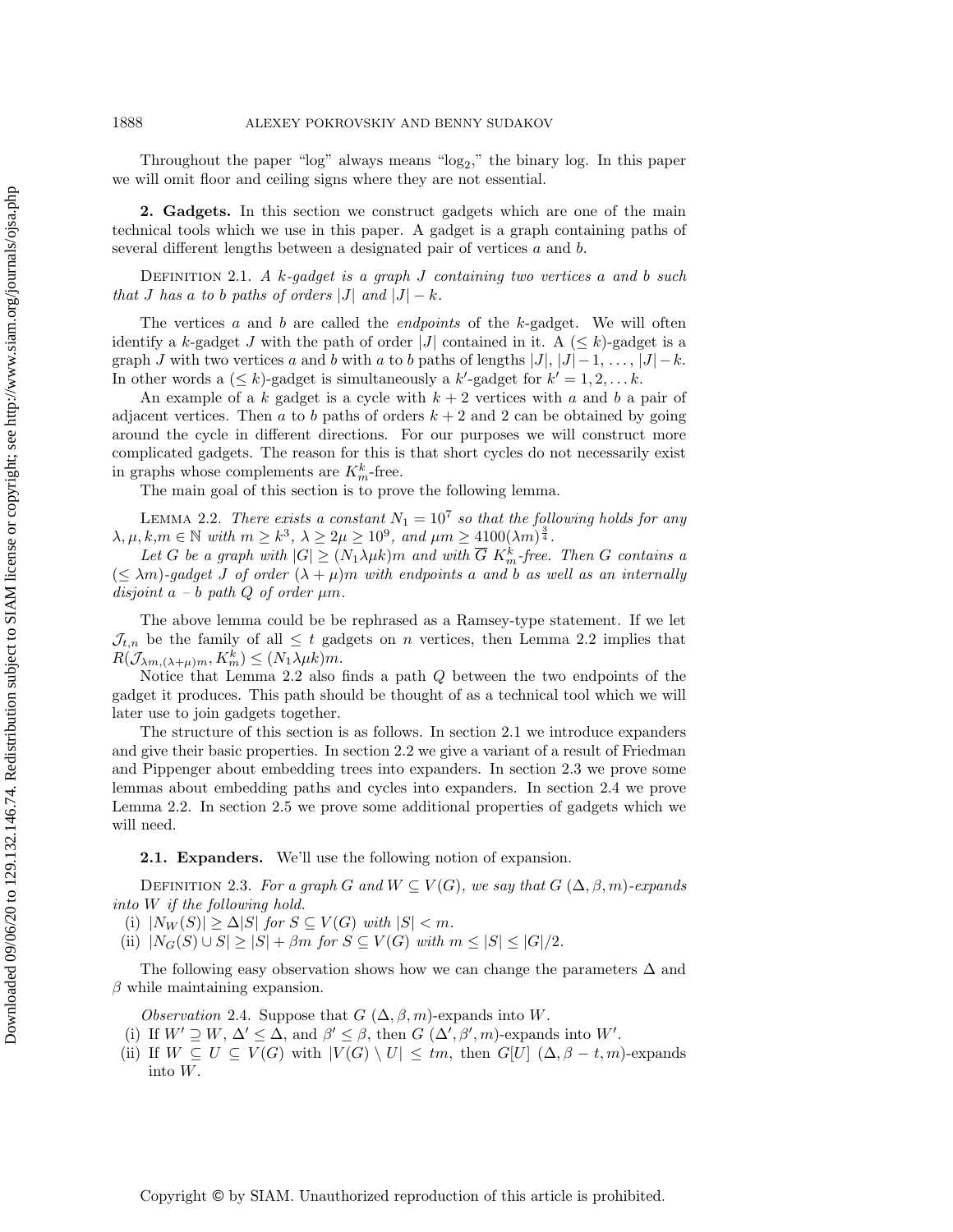Throughout the paper "log" always means "$\log_2$," the binary log. In this paper we will omit floor and ceiling signs where they are not essential.

## 2. Gadgets.

In this section we construct gadgets which are one of the main technical tools which we use in this paper. A gadget is a graph containing paths of several different lengths between a designated pair of vertices $a$ and $b$.

DEFINITION 2.1. *A $k$-gadget is a graph $J$ containing two vertices $a$ and $b$ such that $J$ has $a$ to $b$ paths of orders $|J|$ and $|J| - k$.*

The vertices $a$ and $b$ are called the *endpoints* of the $k$-gadget. We will often identify a $k$-gadget $J$ with the path of order $|J|$ contained in it. A ($\leq k$)-gadget is a graph $J$ with two vertices $a$ and $b$ with $a$ to $b$ paths of lengths $|J|, |J|-1, \ldots, |J|-k$. In other words a ($\leq k$)-gadget is simultaneously a $k'$-gadget for $k' = 1, 2, \ldots k$.

An example of a $k$ gadget is a cycle with $k+2$ vertices with $a$ and $b$ a pair of adjacent vertices. Then $a$ to $b$ paths of orders $k+2$ and 2 can be obtained by going around the cycle in different directions. For our purposes we will construct more complicated gadgets. The reason for this is that short cycles do not necessarily exist in graphs whose complements are $K^k_m$-free.

The main goal of this section is to prove the following lemma.

LEMMA 2.2. *There exists a constant $N_1 = 10^7$ so that the following holds for any $\lambda, \mu, k, m \in \mathbb{N}$ with $m \geq k^3$, $\lambda \geq 2\mu \geq 10^9$, and $\mu m \geq 4100(\lambda m)^{\frac{3}{4}}$.*

*Let $G$ be a graph with $|G| \geq (N_1 \lambda \mu k)m$ and with $\overline{G}$ $K^k_m$-free. Then $G$ contains a ($\leq \lambda m$)-gadget $J$ of order $(\lambda + \mu)m$ with endpoints $a$ and $b$ as well as an internally disjoint $a$ – $b$ path $Q$ of order $\mu m$.*

The above lemma could be be rephrased as a Ramsey-type statement. If we let $\mathcal{J}_{t,n}$ be the family of all $\leq t$ gadgets on $n$ vertices, then Lemma 2.2 implies that $R(\mathcal{J}_{\lambda m, (\lambda+\mu)m}, K^k_m) \leq (N_1 \lambda \mu k)m$.

Notice that Lemma 2.2 also finds a path $Q$ between the two endpoints of the gadget it produces. This path should be thought of as a technical tool which we will later use to join gadgets together.

The structure of this section is as follows. In section 2.1 we introduce expanders and give their basic properties. In section 2.2 we give a variant of a result of Friedman and Pippenger about embedding trees into expanders. In section 2.3 we prove some lemmas about embedding paths and cycles into expanders. In section 2.4 we prove Lemma 2.2. In section 2.5 we prove some additional properties of gadgets which we will need.

### 2.1. Expanders.

We'll use the following notion of expansion.

DEFINITION 2.3. *For a graph $G$ and $W \subseteq V(G)$, we say that $G$ $(\Delta, \beta, m)$-expands into $W$ if the following hold.*
- (i) *$|N_W(S)| \geq \Delta |S|$ for $S \subseteq V(G)$ with $|S| < m$.*
- (ii) *$|N_G(S) \cup S| \geq |S| + \beta m$ for $S \subseteq V(G)$ with $m \leq |S| \leq |G|/2$.*

The following easy observation shows how we can change the parameters $\Delta$ and $\beta$ while maintaining expansion.

*Observation* 2.4. Suppose that $G$ $(\Delta, \beta, m)$-expands into $W$.
- (i) If $W' \supseteq W$, $\Delta' \leq \Delta$, and $\beta' \leq \beta$, then $G$ $(\Delta', \beta', m)$-expands into $W'$.
- (ii) If $W \subseteq U \subseteq V(G)$ with $|V(G) \setminus U| \leq tm$, then $G[U]$ $(\Delta, \beta - t, m)$-expands into $W$.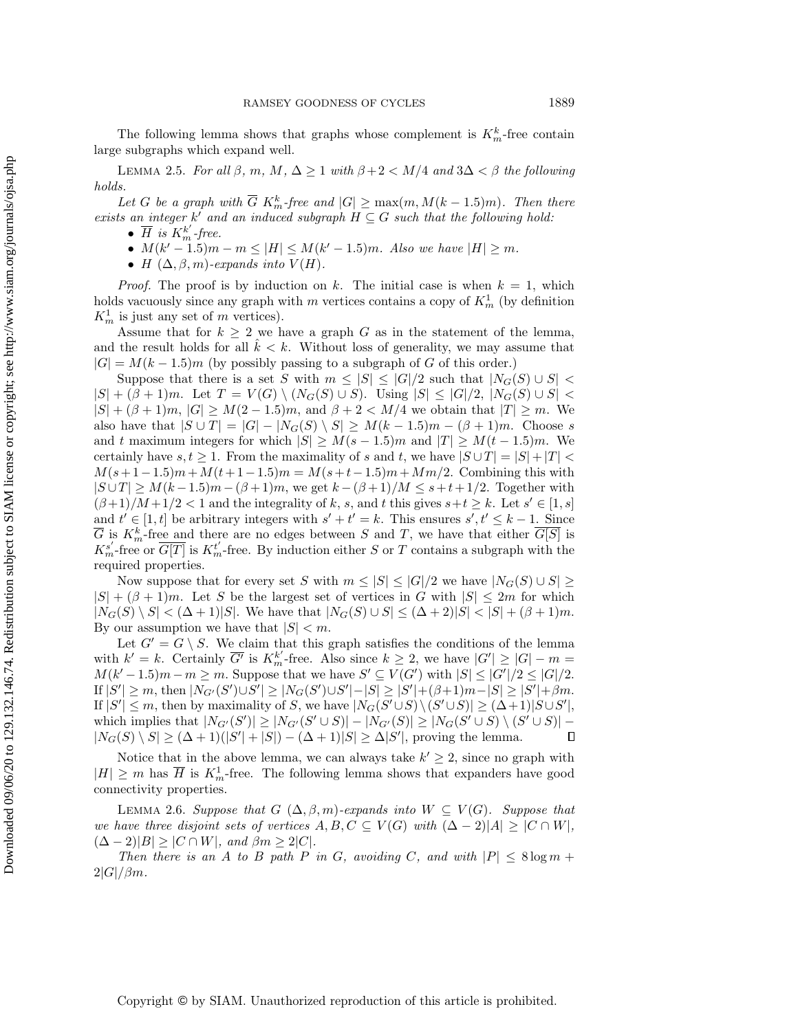The following lemma shows that graphs whose complement is $K^k_m$-free contain large subgraphs which expand well.

Lemma 2.5. *For all $\beta$, $m$, $M$, $\Delta \geq 1$ with $\beta+2 < M/4$ and $3\Delta < \beta$ the following holds.*

*Let $G$ be a graph with $\overline{G}$ $K^k_m$-free and $|G| \geq \max(m, M(k-1.5)m)$. Then there exists an integer $k'$ and an induced subgraph $H \subseteq G$ such that the following hold:*

- *$\overline{H}$ is $K^{k'}_m$-free.*
- *$M(k'-1.5)m - m \leq |H| \leq M(k'-1.5)m$. Also we have $|H| \geq m$.*
- *$H$ $(\Delta, \beta, m)$-expands into $V(H)$.*

*Proof.* The proof is by induction on $k$. The initial case is when $k = 1$, which holds vacuously since any graph with $m$ vertices contains a copy of $K^1_m$ (by definition $K^1_m$ is just any set of $m$ vertices).

Assume that for $k \geq 2$ we have a graph $G$ as in the statement of the lemma, and the result holds for all $\hat{k} < k$. Without loss of generality, we may assume that $|G| = M(k-1.5)m$ (by possibly passing to a subgraph of $G$ of this order.)

Suppose that there is a set $S$ with $m \leq |S| \leq |G|/2$ such that $|N_G(S) \cup S| < |S| + (\beta+1)m$. Let $T = V(G) \setminus (N_G(S) \cup S)$. Using $|S| \leq |G|/2$, $|N_G(S) \cup S| < |S| + (\beta+1)m$, $|G| \geq M(2-1.5)m$, and $\beta + 2 < M/4$ we obtain that $|T| \geq m$. We also have that $|S \cup T| = |G| - |N_G(S) \setminus S| \geq M(k-1.5)m - (\beta+1)m$. Choose $s$ and $t$ maximum integers for which $|S| \geq M(s-1.5)m$ and $|T| \geq M(t-1.5)m$. We certainly have $s, t \geq 1$. From the maximality of $s$ and $t$, we have $|S \cup T| = |S| + |T| < M(s+1-1.5)m + M(t+1-1.5)m = M(s+t-1.5)m + Mm/2$. Combining this with $|S \cup T| \geq M(k-1.5)m - (\beta+1)m$, we get $k - (\beta+1)/M \leq s + t + 1/2$. Together with $(\beta+1)/M + 1/2 < 1$ and the integrality of $k$, $s$, and $t$ this gives $s + t \geq k$. Let $s' \in [1, s]$ and $t' \in [1, t]$ be arbitrary integers with $s' + t' = k$. This ensures $s', t' \leq k-1$. Since $\overline{G}$ is $K^k_m$-free and there are no edges between $S$ and $T$, we have that either $\overline{G[S]}$ is $K^{s'}_m$-free or $\overline{G[T]}$ is $K^{t'}_m$-free. By induction either $S$ or $T$ contains a subgraph with the required properties.

Now suppose that for every set $S$ with $m \leq |S| \leq |G|/2$ we have $|N_G(S) \cup S| \geq |S| + (\beta+1)m$. Let $S$ be the largest set of vertices in $G$ with $|S| \leq 2m$ for which $|N_G(S) \setminus S| < (\Delta+1)|S|$. We have that $|N_G(S) \cup S| \leq (\Delta+2)|S| < |S| + (\beta+1)m$. By our assumption we have that $|S| < m$.

Let $G' = G \setminus S$. We claim that this graph satisfies the conditions of the lemma with $k' = k$. Certainly $\overline{G'}$ is $K^{k'}_m$-free. Also since $k \geq 2$, we have $|G'| \geq |G| - m = M(k'-1.5)m - m \geq m$. Suppose that we have $S' \subseteq V(G')$ with $|S| \leq |G'|/2 \leq |G|/2$. If $|S'| \geq m$, then $|N_{G'}(S') \cup S'| \geq |N_G(S') \cup S'| - |S| \geq |S'| + (\beta+1)m - |S| \geq |S'| + \beta m$. If $|S'| \leq m$, then by maximality of $S$, we have $|N_G(S' \cup S) \setminus (S' \cup S)| \geq (\Delta+1)|S \cup S'|$, which implies that $|N_{G'}(S')| \geq |N_{G'}(S' \cup S)| - |N_{G'}(S)| \geq |N_G(S' \cup S) \setminus (S' \cup S)| - |N_G(S) \setminus S| \geq (\Delta+1)(|S'| + |S|) - (\Delta+1)|S| \geq \Delta|S'|$, proving the lemma. $\square$

Notice that in the above lemma, we can always take $k' \geq 2$, since no graph with $|H| \geq m$ has $\overline{H}$ is $K^1_m$-free. The following lemma shows that expanders have good connectivity properties.

Lemma 2.6. *Suppose that $G$ $(\Delta, \beta, m)$-expands into $W \subseteq V(G)$. Suppose that we have three disjoint sets of vertices $A, B, C \subseteq V(G)$ with $(\Delta-2)|A| \geq |C \cap W|$, $(\Delta-2)|B| \geq |C \cap W|$, and $\beta m \geq 2|C|$.*

*Then there is an $A$ to $B$ path $P$ in $G$, avoiding $C$, and with $|P| \leq 8\log m + 2|G|/\beta m$.*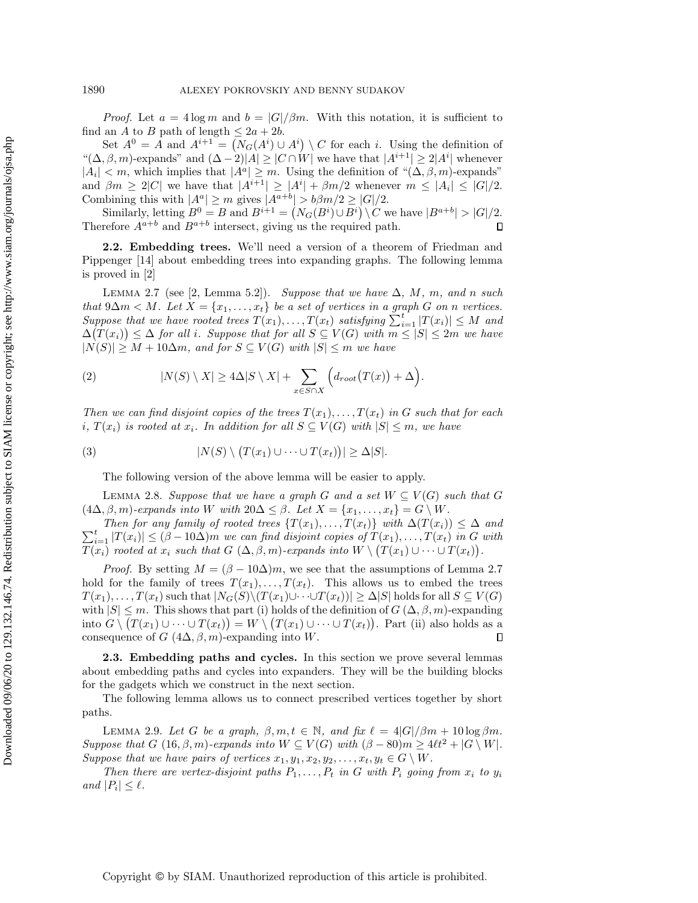*Proof.* Let $a = 4\log m$ and $b = |G|/\beta m$. With this notation, it is sufficient to find an $A$ to $B$ path of length $\leq 2a + 2b$.

Set $A^0 = A$ and $A^{i+1} = \big(N_G(A^i) \cup A^i\big) \setminus C$ for each $i$. Using the definition of "$(\Delta, \beta, m)$-expands" and $(\Delta - 2)|A| \geq |C \cap W|$ we have that $|A^{i+1}| \geq 2|A^i|$ whenever $|A_i| < m$, which implies that $|A^a| \geq m$. Using the definition of "$(\Delta, \beta, m)$-expands" and $\beta m \geq 2|C|$ we have that $|A^{i+1}| \geq |A^i| + \beta m/2$ whenever $m \leq |A_i| \leq |G|/2$. Combining this with $|A^a| \geq m$ gives $|A^{a+b}| > b\beta m/2 \geq |G|/2$.

Similarly, letting $B^0 = B$ and $B^{i+1} = \big(N_G(B^i) \cup B^i\big) \setminus C$ we have $|B^{a+b}| > |G|/2$. Therefore $A^{a+b}$ and $B^{a+b}$ intersect, giving us the required path. ∎

### 2.2. Embedding trees.

We'll need a version of a theorem of Friedman and Pippenger [14] about embedding trees into expanding graphs. The following lemma is proved in [2]

LEMMA 2.7 (see [2, Lemma 5.2]). *Suppose that we have $\Delta$, $M$, $m$, and $n$ such that $9\Delta m < M$. Let $X = \{x_1, \ldots, x_t\}$ be a set of vertices in a graph $G$ on $n$ vertices. Suppose that we have rooted trees $T(x_1), \ldots, T(x_t)$ satisfying $\sum_{i=1}^t |T(x_i)| \leq M$ and $\Delta\big(T(x_i)\big) \leq \Delta$ for all $i$. Suppose that for all $S \subseteq V(G)$ with $m \leq |S| \leq 2m$ we have $|N(S)| \geq M + 10\Delta m$, and for $S \subseteq V(G)$ with $|S| \leq m$ we have*

$$|N(S) \setminus X| \geq 4\Delta|S \setminus X| + \sum_{x \in S \cap X} \Big(d_{root}\big(T(x)\big) + \Delta\Big). \tag{2}$$

*Then we can find disjoint copies of the trees $T(x_1), \ldots, T(x_t)$ in $G$ such that for each $i$, $T(x_i)$ is rooted at $x_i$. In addition for all $S \subseteq V(G)$ with $|S| \leq m$, we have*

$$|N(S) \setminus \big(T(x_1) \cup \cdots \cup T(x_t)\big)| \geq \Delta|S|. \tag{3}$$

The following version of the above lemma will be easier to apply.

LEMMA 2.8. *Suppose that we have a graph $G$ and a set $W \subseteq V(G)$ such that $G$ $(4\Delta, \beta, m)$-expands into $W$ with $20\Delta \leq \beta$. Let $X = \{x_1, \ldots, x_t\} = G \setminus W$.*

*Then for any family of rooted trees $\{T(x_1), \ldots, T(x_t)\}$ with $\Delta(T(x_i)) \leq \Delta$ and $\sum_{i=1}^t |T(x_i)| \leq (\beta - 10\Delta)m$ we can find disjoint copies of $T(x_1), \ldots, T(x_t)$ in $G$ with $T(x_i)$ rooted at $x_i$ such that $G$ $(\Delta, \beta, m)$-expands into $W \setminus \big(T(x_1) \cup \cdots \cup T(x_t)\big)$.*

*Proof.* By setting $M = (\beta - 10\Delta)m$, we see that the assumptions of Lemma 2.7 hold for the family of trees $T(x_1), \ldots, T(x_t)$. This allows us to embed the trees $T(x_1), \ldots, T(x_t)$ such that $|N_G(S) \setminus (T(x_1) \cup \cdots \cup T(x_t))| \geq \Delta|S|$ holds for all $S \subseteq V(G)$ with $|S| \leq m$. This shows that part (i) holds of the definition of $G$ $(\Delta, \beta, m)$-expanding into $G \setminus \big(T(x_1) \cup \cdots \cup T(x_t)\big) = W \setminus \big(T(x_1) \cup \cdots \cup T(x_t)\big)$. Part (ii) also holds as a consequence of $G$ $(4\Delta, \beta, m)$-expanding into $W$. ∎

### 2.3. Embedding paths and cycles.

In this section we prove several lemmas about embedding paths and cycles into expanders. They will be the building blocks for the gadgets which we construct in the next section.

The following lemma allows us to connect prescribed vertices together by short paths.

LEMMA 2.9. *Let $G$ be a graph, $\beta, m, t \in \mathbb{N}$, and fix $\ell = 4|G|/\beta m + 10\log \beta m$. Suppose that $G$ $(16, \beta, m)$-expands into $W \subseteq V(G)$ with $(\beta - 80)m \geq 4\ell t^2 + |G \setminus W|$. Suppose that we have pairs of vertices $x_1, y_1, x_2, y_2, \ldots, x_t, y_t \in G \setminus W$.*

*Then there are vertex-disjoint paths $P_1, \ldots, P_t$ in $G$ with $P_i$ going from $x_i$ to $y_i$ and $|P_i| \leq \ell$.*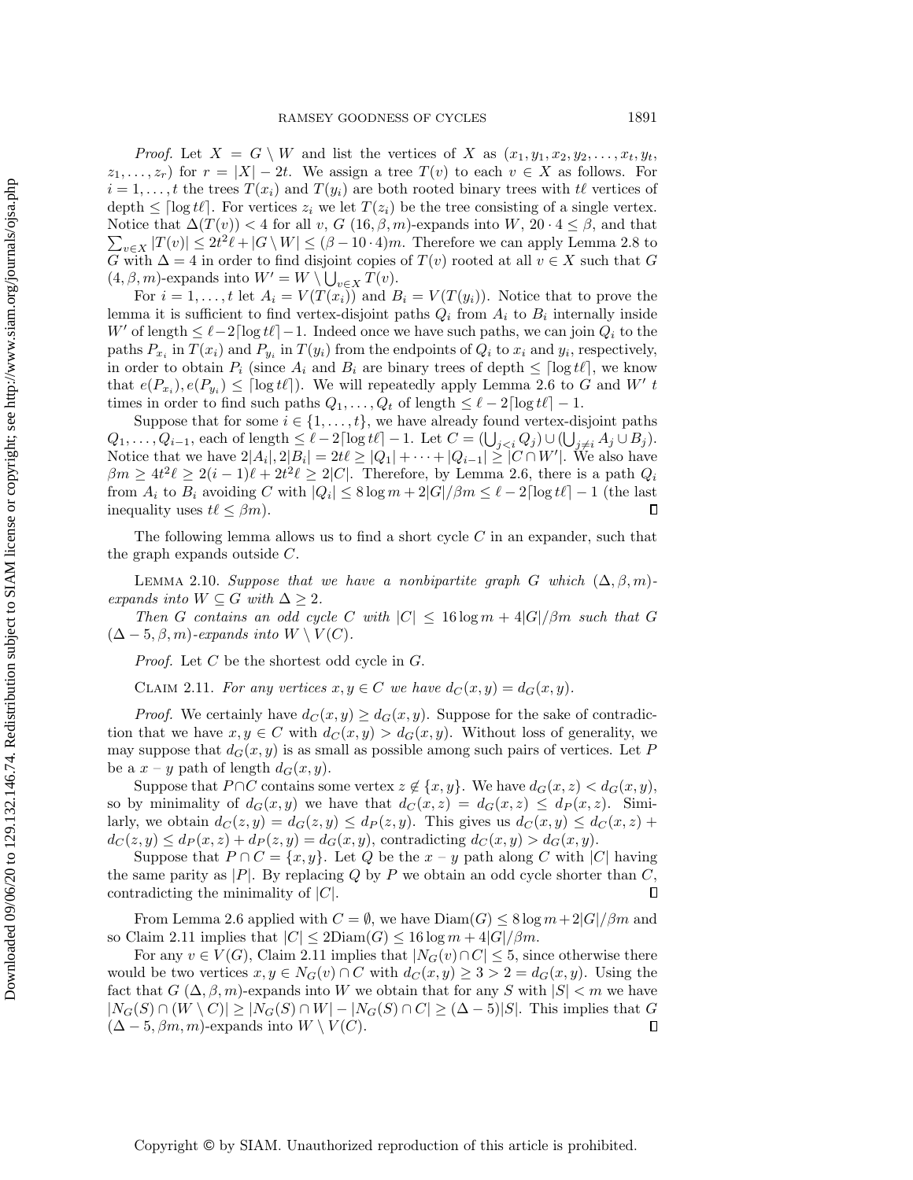*Proof.* Let $X = G \setminus W$ and list the vertices of $X$ as $(x_1, y_1, x_2, y_2, \ldots, x_t, y_t, z_1, \ldots, z_r)$ for $r = |X| - 2t$. We assign a tree $T(v)$ to each $v \in X$ as follows. For $i = 1, \ldots, t$ the trees $T(x_i)$ and $T(y_i)$ are both rooted binary trees with $t\ell$ vertices of depth $\leq \lceil \log t\ell \rceil$. For vertices $z_i$ we let $T(z_i)$ be the tree consisting of a single vertex. Notice that $\Delta(T(v)) < 4$ for all $v$, $G$ $(16, \beta, m)$-expands into $W$, $20 \cdot 4 \leq \beta$, and that $\sum_{v \in X} |T(v)| \leq 2t^2\ell + |G \setminus W| \leq (\beta - 10 \cdot 4)m$. Therefore we can apply Lemma 2.8 to $G$ with $\Delta = 4$ in order to find disjoint copies of $T(v)$ rooted at all $v \in X$ such that $G$ $(4, \beta, m)$-expands into $W' = W \setminus \bigcup_{v \in X} T(v)$.

For $i = 1, \ldots, t$ let $A_i = V(T(x_i))$ and $B_i = V(T(y_i))$. Notice that to prove the lemma it is sufficient to find vertex-disjoint paths $Q_i$ from $A_i$ to $B_i$ internally inside $W'$ of length $\leq \ell - 2\lceil \log t\ell \rceil - 1$. Indeed once we have such paths, we can join $Q_i$ to the paths $P_{x_i}$ in $T(x_i)$ and $P_{y_i}$ in $T(y_i)$ from the endpoints of $Q_i$ to $x_i$ and $y_i$, respectively, in order to obtain $P_i$ (since $A_i$ and $B_i$ are binary trees of depth $\leq \lceil \log t\ell \rceil$, we know that $e(P_{x_i}), e(P_{y_i}) \leq \lceil \log t\ell \rceil$). We will repeatedly apply Lemma 2.6 to $G$ and $W'$ $t$ times in order to find such paths $Q_1, \ldots, Q_t$ of length $\leq \ell - 2\lceil \log t\ell \rceil - 1$.

Suppose that for some $i \in \{1, \ldots, t\}$, we have already found vertex-disjoint paths $Q_1, \ldots, Q_{i-1}$, each of length $\leq \ell - 2\lceil \log t\ell \rceil - 1$. Let $C = (\bigcup_{j<i} Q_j) \cup (\bigcup_{j \neq i} A_j \cup B_j)$. Notice that we have $2|A_i|, 2|B_i| = 2t\ell \geq |Q_1| + \cdots + |Q_{i-1}| \geq |C \cap W'|$. We also have $\beta m \geq 4t^2\ell \geq 2(i-1)\ell + 2t^2\ell \geq 2|C|$. Therefore, by Lemma 2.6, there is a path $Q_i$ from $A_i$ to $B_i$ avoiding $C$ with $|Q_i| \leq 8 \log m + 2|G|/\beta m \leq \ell - 2\lceil \log t\ell \rceil - 1$ (the last inequality uses $t\ell \leq \beta m$). $\square$

The following lemma allows us to find a short cycle $C$ in an expander, such that the graph expands outside $C$.

Lemma 2.10. *Suppose that we have a nonbipartite graph $G$ which $(\Delta, \beta, m)$-expands into $W \subseteq G$ with $\Delta \geq 2$.*

*Then $G$ contains an odd cycle $C$ with $|C| \leq 16 \log m + 4|G|/\beta m$ such that $G$ $(\Delta - 5, \beta, m)$-expands into $W \setminus V(C)$.*

*Proof.* Let $C$ be the shortest odd cycle in $G$.

Claim 2.11. *For any vertices $x, y \in C$ we have $d_C(x, y) = d_G(x, y)$.*

*Proof.* We certainly have $d_C(x, y) \geq d_G(x, y)$. Suppose for the sake of contradiction that we have $x, y \in C$ with $d_C(x, y) > d_G(x, y)$. Without loss of generality, we may suppose that $d_G(x, y)$ is as small as possible among such pairs of vertices. Let $P$ be a $x$ – $y$ path of length $d_G(x, y)$.

Suppose that $P \cap C$ contains some vertex $z \notin \{x, y\}$. We have $d_G(x, z) < d_G(x, y)$, so by minimality of $d_G(x, y)$ we have that $d_C(x, z) = d_G(x, z) \leq d_P(x, z)$. Similarly, we obtain $d_C(z, y) = d_G(z, y) \leq d_P(z, y)$. This gives us $d_C(x, y) \leq d_C(x, z) + d_C(z, y) \leq d_P(x, z) + d_P(z, y) = d_G(x, y)$, contradicting $d_C(x, y) > d_G(x, y)$.

Suppose that $P \cap C = \{x, y\}$. Let $Q$ be the $x$ – $y$ path along $C$ with $|C|$ having the same parity as $|P|$. By replacing $Q$ by $P$ we obtain an odd cycle shorter than $C$, contradicting the minimality of $|C|$. $\square$

From Lemma 2.6 applied with $C = \emptyset$, we have $\text{Diam}(G) \leq 8 \log m + 2|G|/\beta m$ and so Claim 2.11 implies that $|C| \leq 2\text{Diam}(G) \leq 16 \log m + 4|G|/\beta m$.

For any $v \in V(G)$, Claim 2.11 implies that $|N_G(v) \cap C| \leq 5$, since otherwise there would be two vertices $x, y \in N_G(v) \cap C$ with $d_C(x, y) \geq 3 > 2 = d_G(x, y)$. Using the fact that $G$ $(\Delta, \beta, m)$-expands into $W$ we obtain that for any $S$ with $|S| < m$ we have $|N_G(S) \cap (W \setminus C)| \geq |N_G(S) \cap W| - |N_G(S) \cap C| \geq (\Delta - 5)|S|$. This implies that $G$ $(\Delta - 5, \beta m, m)$-expands into $W \setminus V(C)$. $\square$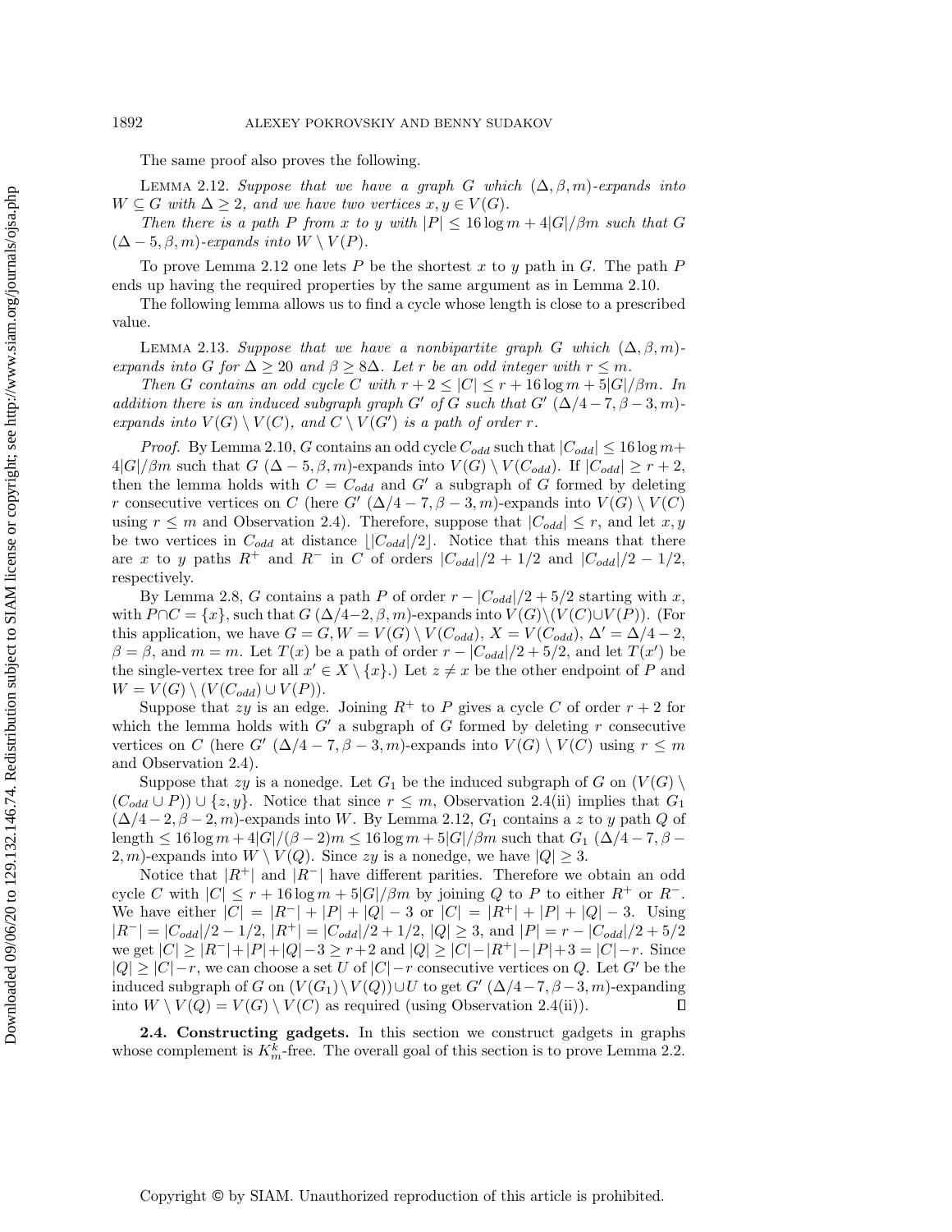The same proof also proves the following.

Lemma 2.12. *Suppose that we have a graph $G$ which $(\Delta, \beta, m)$-expands into $W \subseteq G$ with $\Delta \geq 2$, and we have two vertices $x, y \in V(G)$.*

*Then there is a path $P$ from $x$ to $y$ with $|P| \leq 16 \log m + 4|G|/\beta m$ such that $G$ $(\Delta - 5, \beta, m)$-expands into $W \setminus V(P)$.*

To prove Lemma 2.12 one lets $P$ be the shortest $x$ to $y$ path in $G$. The path $P$ ends up having the required properties by the same argument as in Lemma 2.10.

The following lemma allows us to find a cycle whose length is close to a prescribed value.

Lemma 2.13. *Suppose that we have a nonbipartite graph $G$ which $(\Delta, \beta, m)$-expands into $G$ for $\Delta \geq 20$ and $\beta \geq 8\Delta$. Let $r$ be an odd integer with $r \leq m$.*

*Then $G$ contains an odd cycle $C$ with $r + 2 \leq |C| \leq r + 16 \log m + 5|G|/\beta m$. In addition there is an induced subgraph graph $G'$ of $G$ such that $G'$ $(\Delta/4 - 7, \beta - 3, m)$-expands into $V(G) \setminus V(C)$, and $C \setminus V(G')$ is a path of order $r$.*

*Proof.* By Lemma 2.10, $G$ contains an odd cycle $C_{odd}$ such that $|C_{odd}| \leq 16 \log m + 4|G|/\beta m$ such that $G$ $(\Delta - 5, \beta, m)$-expands into $V(G) \setminus V(C_{odd})$. If $|C_{odd}| \geq r + 2$, then the lemma holds with $C = C_{odd}$ and $G'$ a subgraph of $G$ formed by deleting $r$ consecutive vertices on $C$ (here $G'$ $(\Delta/4 - 7, \beta - 3, m)$-expands into $V(G) \setminus V(C)$ using $r \leq m$ and Observation 2.4). Therefore, suppose that $|C_{odd}| \leq r$, and let $x, y$ be two vertices in $C_{odd}$ at distance $\lfloor |C_{odd}|/2 \rfloor$. Notice that this means that there are $x$ to $y$ paths $R^+$ and $R^-$ in $C$ of orders $|C_{odd}|/2 + 1/2$ and $|C_{odd}|/2 - 1/2$, respectively.

By Lemma 2.8, $G$ contains a path $P$ of order $r - |C_{odd}|/2 + 5/2$ starting with $x$, with $P \cap C = \{x\}$, such that $G$ $(\Delta/4 - 2, \beta, m)$-expands into $V(G) \setminus (V(C) \cup V(P))$. (For this application, we have $G = G, W = V(G) \setminus V(C_{odd})$, $X = V(C_{odd})$, $\Delta' = \Delta/4 - 2$, $\beta = \beta$, and $m = m$. Let $T(x)$ be a path of order $r - |C_{odd}|/2 + 5/2$, and let $T(x')$ be the single-vertex tree for all $x' \in X \setminus \{x\}$.) Let $z \neq x$ be the other endpoint of $P$ and $W = V(G) \setminus (V(C_{odd}) \cup V(P))$.

Suppose that $zy$ is an edge. Joining $R^+$ to $P$ gives a cycle $C$ of order $r + 2$ for which the lemma holds with $G'$ a subgraph of $G$ formed by deleting $r$ consecutive vertices on $C$ (here $G'$ $(\Delta/4 - 7, \beta - 3, m)$-expands into $V(G) \setminus V(C)$ using $r \leq m$ and Observation 2.4).

Suppose that $zy$ is a nonedge. Let $G_1$ be the induced subgraph of $G$ on $(V(G) \setminus (C_{odd} \cup P)) \cup \{z, y\}$. Notice that since $r \leq m$, Observation 2.4(ii) implies that $G_1$ $(\Delta/4 - 2, \beta - 2, m)$-expands into $W$. By Lemma 2.12, $G_1$ contains a $z$ to $y$ path $Q$ of length $\leq 16 \log m + 4|G|/(\beta - 2)m \leq 16 \log m + 5|G|/\beta m$ such that $G_1$ $(\Delta/4 - 7, \beta - 2, m)$-expands into $W \setminus V(Q)$. Since $zy$ is a nonedge, we have $|Q| \geq 3$.

Notice that $|R^+|$ and $|R^-|$ have different parities. Therefore we obtain an odd cycle $C$ with $|C| \leq r + 16 \log m + 5|G|/\beta m$ by joining $Q$ to $P$ to either $R^+$ or $R^-$. We have either $|C| = |R^-| + |P| + |Q| - 3$ or $|C| = |R^+| + |P| + |Q| - 3$. Using $|R^-| = |C_{odd}|/2 - 1/2$, $|R^+| = |C_{odd}|/2 + 1/2$, $|Q| \geq 3$, and $|P| = r - |C_{odd}|/2 + 5/2$ we get $|C| \geq |R^-| + |P| + |Q| - 3 \geq r + 2$ and $|Q| \geq |C| - |R^+| - |P| + 3 = |C| - r$. Since $|Q| \geq |C| - r$, we can choose a set $U$ of $|C| - r$ consecutive vertices on $Q$. Let $G'$ be the induced subgraph of $G$ on $(V(G_1) \setminus V(Q)) \cup U$ to get $G'$ $(\Delta/4 - 7, \beta - 3, m)$-expanding into $W \setminus V(Q) = V(G) \setminus V(C)$ as required (using Observation 2.4(ii)). $\square$

**2.4. Constructing gadgets.** In this section we construct gadgets in graphs whose complement is $K_m^k$-free. The overall goal of this section is to prove Lemma 2.2.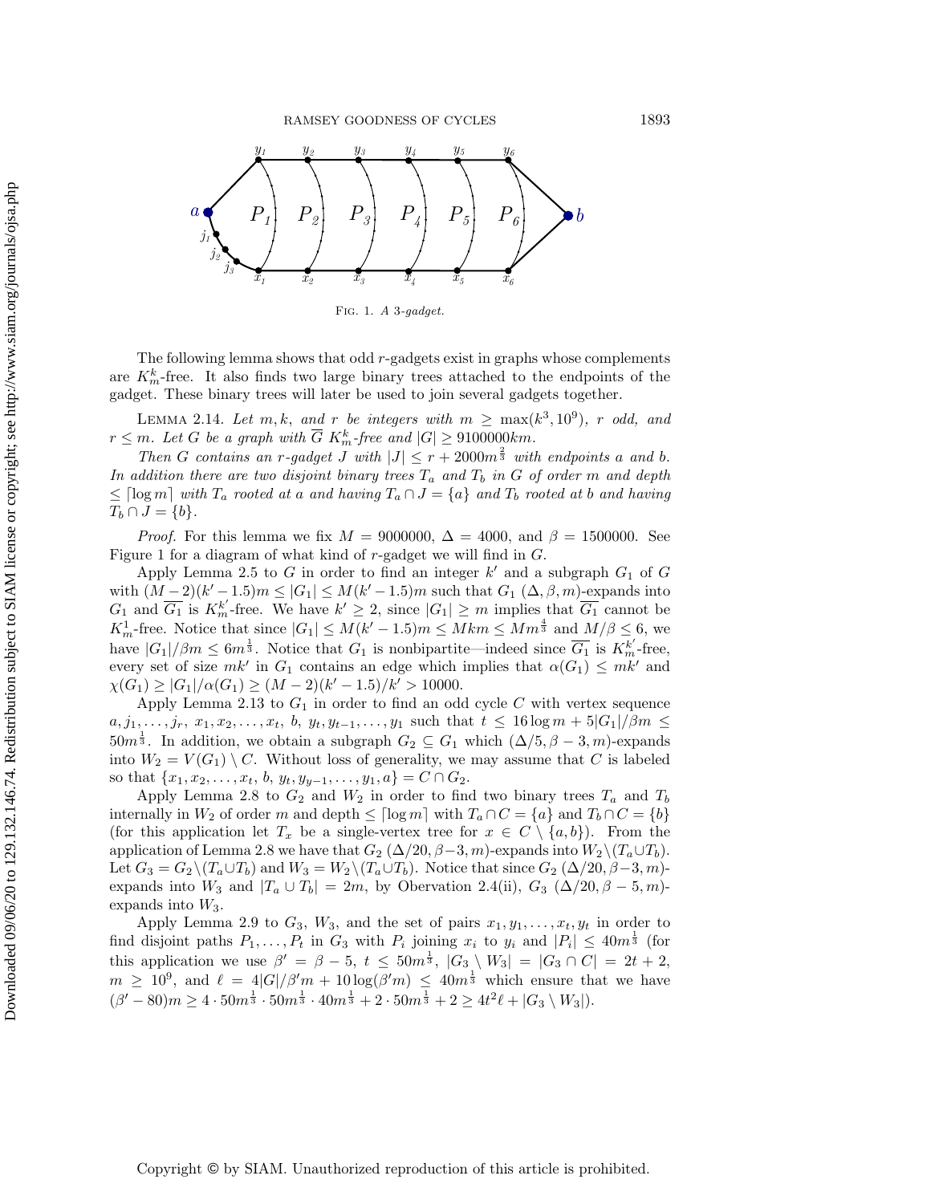Fig. 1. *A 3-gadget.*

The following lemma shows that odd $r$-gadgets exist in graphs whose complements are $K_m^k$-free. It also finds two large binary trees attached to the endpoints of the gadget. These binary trees will later be used to join several gadgets together.

Lemma 2.14. *Let $m, k,$ and $r$ be integers with $m \geq \max(k^3, 10^9)$, $r$ odd, and $r \leq m$. Let $G$ be a graph with $\overline{G}$ $K_m^k$-free and $|G| \geq 9100000km$.*

*Then $G$ contains an $r$-gadget $J$ with $|J| \leq r + 2000m^{\frac{2}{3}}$ with endpoints $a$ and $b$. In addition there are two disjoint binary trees $T_a$ and $T_b$ in $G$ of order $m$ and depth $\leq \lceil \log m \rceil$ with $T_a$ rooted at $a$ and having $T_a \cap J = \{a\}$ and $T_b$ rooted at $b$ and having $T_b \cap J = \{b\}$.*

*Proof.* For this lemma we fix $M = 9000000$, $\Delta = 4000$, and $\beta = 1500000$. See Figure 1 for a diagram of what kind of $r$-gadget we will find in $G$.

Apply Lemma 2.5 to $G$ in order to find an integer $k'$ and a subgraph $G_1$ of $G$ with $(M-2)(k'-1.5)m \leq |G_1| \leq M(k'-1.5)m$ such that $G_1$ $(\Delta, \beta, m)$-expands into $G_1$ and $\overline{G_1}$ is $K_m^{k'}$-free. We have $k' \geq 2$, since $|G_1| \geq m$ implies that $\overline{G_1}$ cannot be $K_m^1$-free. Notice that since $|G_1| \leq M(k'-1.5)m \leq Mkm \leq Mm^{\frac{4}{3}}$ and $M/\beta \leq 6$, we have $|G_1|/\beta m \leq 6m^{\frac{1}{3}}$. Notice that $G_1$ is nonbipartite—indeed since $\overline{G_1}$ is $K_m^{k'}$-free, every set of size $mk'$ in $G_1$ contains an edge which implies that $\alpha(G_1) \leq mk'$ and $\chi(G_1) \geq |G_1|/\alpha(G_1) \geq (M-2)(k'-1.5)/k' > 10000$.

Apply Lemma 2.13 to $G_1$ in order to find an odd cycle $C$ with vertex sequence $a, j_1, \dots, j_r, x_1, x_2, \dots, x_t, b, y_t, y_{t-1}, \dots, y_1$ such that $t \leq 16 \log m + 5|G_1|/\beta m \leq 50m^{\frac{1}{3}}$. In addition, we obtain a subgraph $G_2 \subseteq G_1$ which $(\Delta/5, \beta - 3, m)$-expands into $W_2 = V(G_1) \setminus C$. Without loss of generality, we may assume that $C$ is labeled so that $\{x_1, x_2, \dots, x_t, b, y_t, y_{y-1}, \dots, y_1, a\} = C \cap G_2$.

Apply Lemma 2.8 to $G_2$ and $W_2$ in order to find two binary trees $T_a$ and $T_b$ internally in $W_2$ of order $m$ and depth $\leq \lceil \log m \rceil$ with $T_a \cap C = \{a\}$ and $T_b \cap C = \{b\}$ (for this application let $T_x$ be a single-vertex tree for $x \in C \setminus \{a, b\}$). From the application of Lemma 2.8 we have that $G_2$ $(\Delta/20, \beta-3, m)$-expands into $W_2 \setminus (T_a \cup T_b)$. Let $G_3 = G_2 \setminus (T_a \cup T_b)$ and $W_3 = W_2 \setminus (T_a \cup T_b)$. Notice that since $G_2$ $(\Delta/20, \beta-3, m)$-expands into $W_3$ and $|T_a \cup T_b| = 2m$, by Obervation 2.4(ii), $G_3$ $(\Delta/20, \beta-5, m)$-expands into $W_3$.

Apply Lemma 2.9 to $G_3$, $W_3$, and the set of pairs $x_1, y_1, \dots, x_t, y_t$ in order to find disjoint paths $P_1, \dots, P_t$ in $G_3$ with $P_i$ joining $x_i$ to $y_i$ and $|P_i| \leq 40m^{\frac{1}{3}}$ (for this application we use $\beta' = \beta - 5$, $t \leq 50m^{\frac{1}{3}}$, $|G_3 \setminus W_3| = |G_3 \cap C| = 2t + 2$, $m \geq 10^9$, and $\ell = 4|G|/\beta' m + 10 \log(\beta' m) \leq 40m^{\frac{1}{3}}$ which ensure that we have $(\beta' - 80)m \geq 4 \cdot 50m^{\frac{1}{3}} \cdot 50m^{\frac{1}{3}} \cdot 40m^{\frac{1}{3}} + 2 \cdot 50m^{\frac{1}{3}} + 2 \geq 4t^2\ell + |G_3 \setminus W_3|$).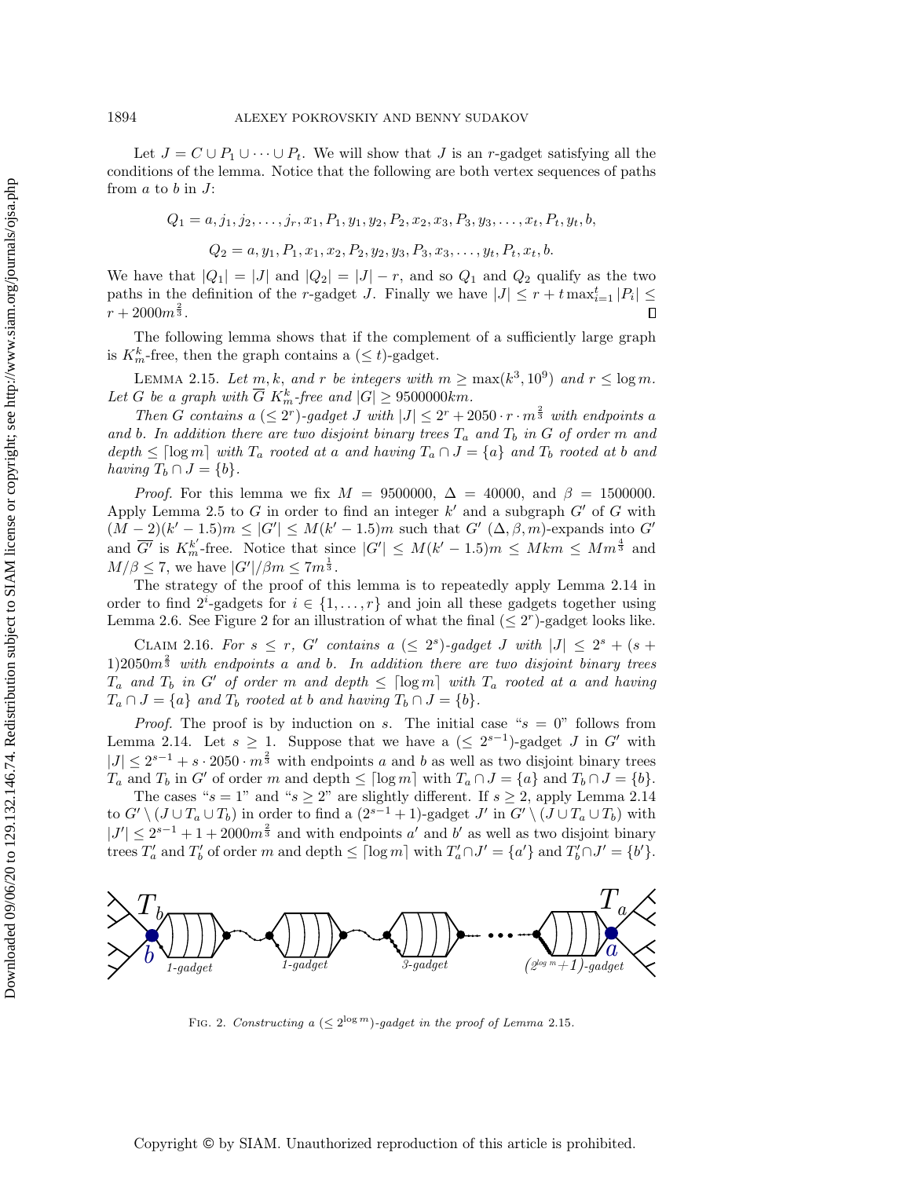Let $J = C \cup P_1 \cup \cdots \cup P_t$. We will show that $J$ is an $r$-gadget satisfying all the conditions of the lemma. Notice that the following are both vertex sequences of paths from $a$ to $b$ in $J$:

$$Q_1 = a, j_1, j_2, \ldots, j_r, x_1, P_1, y_1, y_2, P_2, x_2, x_3, P_3, y_3, \ldots, x_t, P_t, y_t, b,$$

$$Q_2 = a, y_1, P_1, x_1, x_2, P_2, y_2, y_3, P_3, x_3, \ldots, y_t, P_t, x_t, b.$$

We have that $|Q_1| = |J|$ and $|Q_2| = |J| - r$, and so $Q_1$ and $Q_2$ qualify as the two paths in the definition of the $r$-gadget $J$. Finally we have $|J| \leq r + t \max_{i=1}^{t} |P_i| \leq r + 2000m^{\frac{2}{3}}$. ∎

The following lemma shows that if the complement of a sufficiently large graph is $K_m^k$-free, then the graph contains a $(\leq t)$-gadget.

**Lemma 2.15.** *Let $m, k$, and $r$ be integers with $m \geq \max(k^3, 10^9)$ and $r \leq \log m$. Let $G$ be a graph with $\overline{G}$ $K_m^k$-free and $|G| \geq 9500000km$.*

*Then $G$ contains a $(\leq 2^r)$-gadget $J$ with $|J| \leq 2^r + 2050 \cdot r \cdot m^{\frac{2}{3}}$ with endpoints $a$ and $b$. In addition there are two disjoint binary trees $T_a$ and $T_b$ in $G$ of order $m$ and depth $\leq \lceil \log m \rceil$ with $T_a$ rooted at $a$ and having $T_a \cap J = \{a\}$ and $T_b$ rooted at $b$ and having $T_b \cap J = \{b\}$.*

*Proof.* For this lemma we fix $M = 9500000$, $\Delta = 40000$, and $\beta = 1500000$. Apply Lemma 2.5 to $G$ in order to find an integer $k'$ and a subgraph $G'$ of $G$ with $(M-2)(k'-1.5)m \leq |G'| \leq M(k'-1.5)m$ such that $G'$ $(\Delta, \beta, m)$-expands into $G'$ and $\overline{G'}$ is $K_m^{k'}$-free. Notice that since $|G'| \leq M(k'-1.5)m \leq Mkm \leq Mm^{\frac{4}{3}}$ and $M/\beta \leq 7$, we have $|G'|/\beta m \leq 7m^{\frac{1}{3}}$.

The strategy of the proof of this lemma is to repeatedly apply Lemma 2.14 in order to find $2^i$-gadgets for $i \in \{1, \ldots, r\}$ and join all these gadgets together using Lemma 2.6. See Figure 2 for an illustration of what the final $(\leq 2^r)$-gadget looks like.

**Claim 2.16.** *For $s \leq r$, $G'$ contains a $(\leq 2^s)$-gadget $J$ with $|J| \leq 2^s + (s+1)2050m^{\frac{2}{3}}$ with endpoints $a$ and $b$. In addition there are two disjoint binary trees $T_a$ and $T_b$ in $G'$ of order $m$ and depth $\leq \lceil \log m \rceil$ with $T_a$ rooted at $a$ and having $T_a \cap J = \{a\}$ and $T_b$ rooted at $b$ and having $T_b \cap J = \{b\}$.*

*Proof.* The proof is by induction on $s$. The initial case "$s = 0$" follows from Lemma 2.14. Let $s \geq 1$. Suppose that we have a $(\leq 2^{s-1})$-gadget $J$ in $G'$ with $|J| \leq 2^{s-1} + s \cdot 2050 \cdot m^{\frac{2}{3}}$ with endpoints $a$ and $b$ as well as two disjoint binary trees $T_a$ and $T_b$ in $G'$ of order $m$ and depth $\leq \lceil \log m \rceil$ with $T_a \cap J = \{a\}$ and $T_b \cap J = \{b\}$.

The cases "$s = 1$" and "$s \geq 2$" are slightly different. If $s \geq 2$, apply Lemma 2.14 to $G' \setminus (J \cup T_a \cup T_b)$ in order to find a $(2^{s-1}+1)$-gadget $J'$ in $G' \setminus (J \cup T_a \cup T_b)$ with $|J'| \leq 2^{s-1} + 1 + 2000m^{\frac{2}{3}}$ and with endpoints $a'$ and $b'$ as well as two disjoint binary trees $T'_a$ and $T'_b$ of order $m$ and depth $\leq \lceil \log m \rceil$ with $T'_a \cap J' = \{a'\}$ and $T'_b \cap J' = \{b'\}$.

Fig. 2. *Constructing a $(\leq 2^{\log m})$-gadget in the proof of Lemma* 2.15.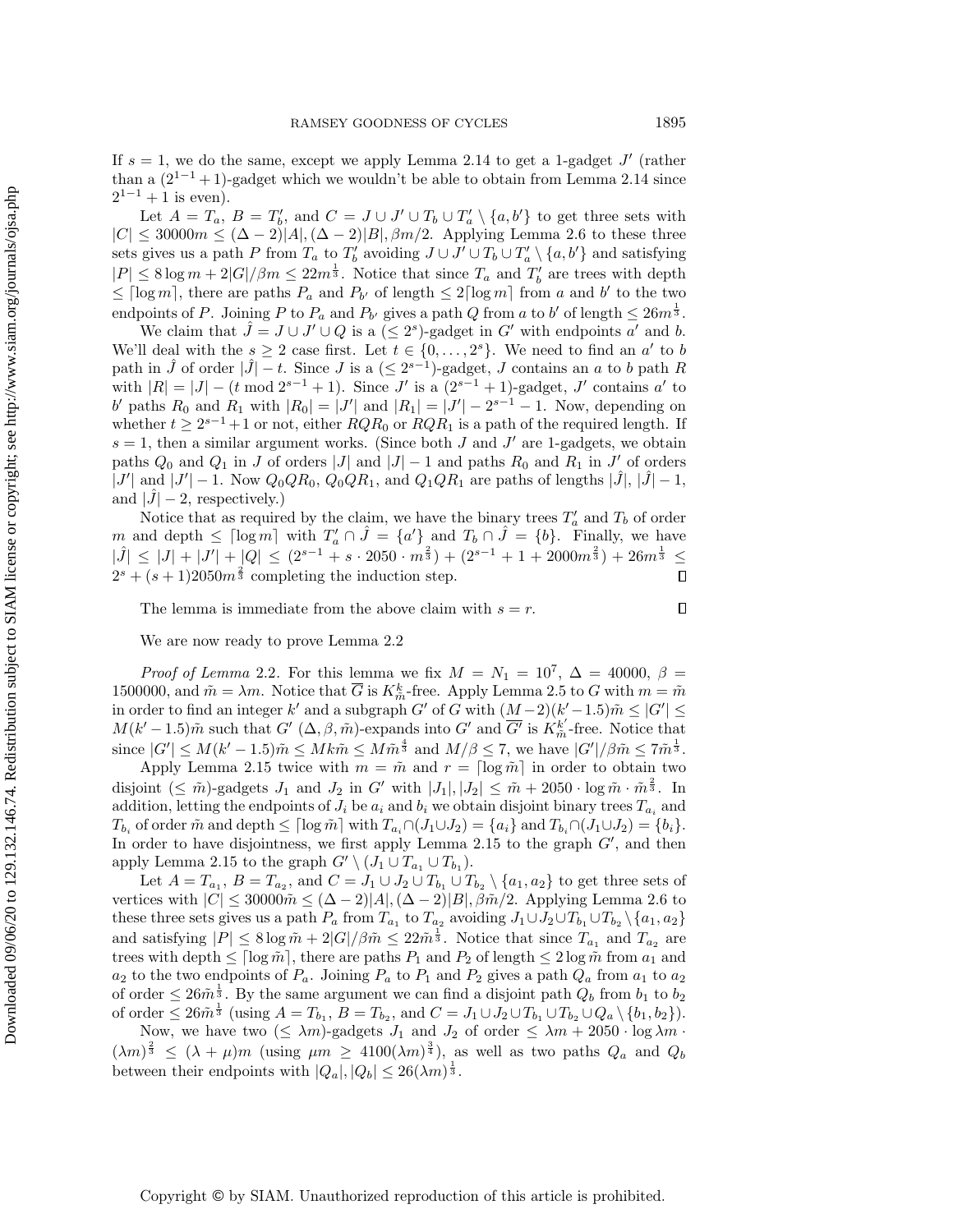If $s = 1$, we do the same, except we apply Lemma 2.14 to get a 1-gadget $J'$ (rather than a $(2^{1-1}+1)$-gadget which we wouldn't be able to obtain from Lemma 2.14 since $2^{1-1}+1$ is even).

Let $A = T_a$, $B = T_b'$, and $C = J \cup J' \cup T_b \cup T_a' \setminus \{a, b'\}$ to get three sets with $|C| \le 30000m \le (\Delta-2)|A|, (\Delta-2)|B|, \beta m/2$. Applying Lemma 2.6 to these three sets gives us a path $P$ from $T_a$ to $T_b'$ avoiding $J \cup J' \cup T_b \cup T_a' \setminus \{a, b'\}$ and satisfying $|P| \le 8\log m + 2|G|/\beta m \le 22m^{\frac{1}{3}}$. Notice that since $T_a$ and $T_b'$ are trees with depth $\le \lceil \log m \rceil$, there are paths $P_a$ and $P_{b'}$ of length $\le 2\lceil \log m \rceil$ from $a$ and $b'$ to the two endpoints of $P$. Joining $P$ to $P_a$ and $P_{b'}$ gives a path $Q$ from $a$ to $b'$ of length $\le 26m^{\frac{1}{3}}$.

We claim that $\hat{J} = J \cup J' \cup Q$ is a $(\le 2^s)$-gadget in $G'$ with endpoints $a'$ and $b$. We'll deal with the $s \ge 2$ case first. Let $t \in \{0, \dots, 2^s\}$. We need to find an $a'$ to $b$ path in $\hat{J}$ of order $|\hat{J}| - t$. Since $J$ is a $(\le 2^{s-1})$-gadget, $J$ contains an $a$ to $b$ path $R$ with $|R| = |J| - (t \bmod 2^{s-1}+1)$. Since $J'$ is a $(2^{s-1}+1)$-gadget, $J'$ contains $a'$ to $b'$ paths $R_0$ and $R_1$ with $|R_0| = |J'|$ and $|R_1| = |J'| - 2^{s-1} - 1$. Now, depending on whether $t \ge 2^{s-1}+1$ or not, either $RQR_0$ or $RQR_1$ is a path of the required length. If $s = 1$, then a similar argument works. (Since both $J$ and $J'$ are 1-gadgets, we obtain paths $Q_0$ and $Q_1$ in $J$ of orders $|J|$ and $|J|-1$ and paths $R_0$ and $R_1$ in $J'$ of orders $|J'|$ and $|J'|-1$. Now $Q_0QR_0$, $Q_0QR_1$, and $Q_1QR_1$ are paths of lengths $|\hat{J}|$, $|\hat{J}|-1$, and $|\hat{J}|-2$, respectively.)

Notice that as required by the claim, we have the binary trees $T_a'$ and $T_b$ of order $m$ and depth $\le \lceil \log m \rceil$ with $T_a' \cap \hat{J} = \{a'\}$ and $T_b \cap \hat{J} = \{b\}$. Finally, we have $|\hat{J}| \le |J| + |J'| + |Q| \le (2^{s-1} + s \cdot 2050 \cdot m^{\frac{2}{3}}) + (2^{s-1} + 1 + 2000m^{\frac{2}{3}}) + 26m^{\frac{1}{3}} \le 2^s + (s+1)2050m^{\frac{2}{3}}$ completing the induction step. □

The lemma is immediate from the above claim with $s = r$. □

We are now ready to prove Lemma 2.2

*Proof of Lemma* 2.2. For this lemma we fix $M = N_1 = 10^7$, $\Delta = 40000$, $\beta = 1500000$, and $\tilde{m} = \lambda m$. Notice that $\overline{G}$ is $K^k_{\tilde{m}}$-free. Apply Lemma 2.5 to $G$ with $m = \tilde{m}$ in order to find an integer $k'$ and a subgraph $G'$ of $G$ with $(M-2)(k'-1.5)\tilde{m} \le |G'| \le M(k'-1.5)\tilde{m}$ such that $G'$ $(\Delta, \beta, \tilde{m})$-expands into $G'$ and $\overline{G'}$ is $K^{k'}_{\tilde{m}}$-free. Notice that since $|G'| \le M(k'-1.5)\tilde{m} \le Mk\tilde{m} \le M\tilde{m}^{\frac{4}{3}}$ and $M/\beta \le 7$, we have $|G'|/\beta\tilde{m} \le 7\tilde{m}^{\frac{1}{3}}$.

Apply Lemma 2.15 twice with $m = \tilde{m}$ and $r = \lceil \log \tilde{m} \rceil$ in order to obtain two disjoint $(\le \tilde{m})$-gadgets $J_1$ and $J_2$ in $G'$ with $|J_1|, |J_2| \le \tilde{m} + 2050 \cdot \log \tilde{m} \cdot \tilde{m}^{\frac{2}{3}}$. In addition, letting the endpoints of $J_i$ be $a_i$ and $b_i$ we obtain disjoint binary trees $T_{a_i}$ and $T_{b_i}$ of order $\tilde{m}$ and depth $\le \lceil \log \tilde{m} \rceil$ with $T_{a_i} \cap (J_1 \cup J_2) = \{a_i\}$ and $T_{b_i} \cap (J_1 \cup J_2) = \{b_i\}$. In order to have disjointness, we first apply Lemma 2.15 to the graph $G'$, and then apply Lemma 2.15 to the graph $G' \setminus (J_1 \cup T_{a_1} \cup T_{b_1})$.

Let $A = T_{a_1}$, $B = T_{a_2}$, and $C = J_1 \cup J_2 \cup T_{b_1} \cup T_{b_2} \setminus \{a_1, a_2\}$ to get three sets of vertices with $|C| \le 30000\tilde{m} \le (\Delta-2)|A|, (\Delta-2)|B|, \beta\tilde{m}/2$. Applying Lemma 2.6 to these three sets gives us a path $P_a$ from $T_{a_1}$ to $T_{a_2}$ avoiding $J_1 \cup J_2 \cup T_{b_1} \cup T_{b_2} \setminus \{a_1, a_2\}$ and satisfying $|P| \le 8\log \tilde{m} + 2|G|/\beta\tilde{m} \le 22\tilde{m}^{\frac{1}{3}}$. Notice that since $T_{a_1}$ and $T_{a_2}$ are trees with depth $\le \lceil \log \tilde{m} \rceil$, there are paths $P_1$ and $P_2$ of length $\le 2\log \tilde{m}$ from $a_1$ and $a_2$ to the two endpoints of $P_a$. Joining $P_a$ to $P_1$ and $P_2$ gives a path $Q_a$ from $a_1$ to $a_2$ of order $\le 26\tilde{m}^{\frac{1}{3}}$. By the same argument we can find a disjoint path $Q_b$ from $b_1$ to $b_2$ of order $\le 26\tilde{m}^{\frac{1}{3}}$ (using $A = T_{b_1}$, $B = T_{b_2}$, and $C = J_1 \cup J_2 \cup T_{b_1} \cup T_{b_2} \cup Q_a \setminus \{b_1, b_2\}$).

Now, we have two $(\le \lambda m)$-gadgets $J_1$ and $J_2$ of order $\le \lambda m + 2050 \cdot \log \lambda m \cdot (\lambda m)^{\frac{2}{3}} \le (\lambda + \mu)m$ (using $\mu m \ge 4100(\lambda m)^{\frac{3}{4}}$), as well as two paths $Q_a$ and $Q_b$ between their endpoints with $|Q_a|, |Q_b| \le 26(\lambda m)^{\frac{1}{3}}$.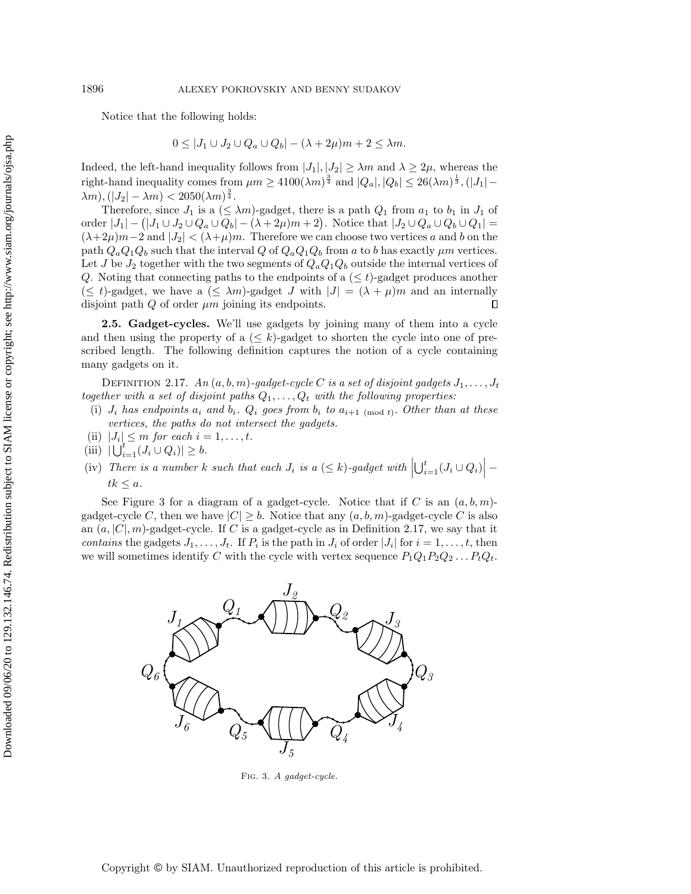Notice that the following holds:

$$0 \leq |J_1 \cup J_2 \cup Q_a \cup Q_b| - (\lambda + 2\mu)m + 2 \leq \lambda m.$$

Indeed, the left-hand inequality follows from $|J_1|, |J_2| \geq \lambda m$ and $\lambda \geq 2\mu$, whereas the right-hand inequality comes from $\mu m \geq 4100(\lambda m)^{\frac{3}{4}}$ and $|Q_a|, |Q_b| \leq 26(\lambda m)^{\frac{1}{3}}, (|J_1| - \lambda m), (|J_2| - \lambda m) < 2050(\lambda m)^{\frac{3}{4}}$.

Therefore, since $J_1$ is a $(\leq \lambda m)$-gadget, there is a path $Q_1$ from $a_1$ to $b_1$ in $J_1$ of order $|J_1| - \big(|J_1 \cup J_2 \cup Q_a \cup Q_b| - (\lambda + 2\mu)m + 2\big)$. Notice that $|J_2 \cup Q_a \cup Q_b \cup Q_1| = (\lambda+2\mu)m-2$ and $|J_2| < (\lambda+\mu)m$. Therefore we can choose two vertices $a$ and $b$ on the path $Q_aQ_1Q_b$ such that the interval $Q$ of $Q_aQ_1Q_b$ from $a$ to $b$ has exactly $\mu m$ vertices. Let $J$ be $J_2$ together with the two segments of $Q_aQ_1Q_b$ outside the internal vertices of $Q$. Noting that connecting paths to the endpoints of a $(\leq t)$-gadget produces another $(\leq t)$-gadget, we have a $(\leq \lambda m)$-gadget $J$ with $|J| = (\lambda + \mu)m$ and an internally disjoint path $Q$ of order $\mu m$ joining its endpoints. $\square$

**2.5. Gadget-cycles.** We'll use gadgets by joining many of them into a cycle and then using the property of a $(\leq k)$-gadget to shorten the cycle into one of prescribed length. The following definition captures the notion of a cycle containing many gadgets on it.

Definition 2.17. *An $(a, b, m)$-gadget-cycle $C$ is a set of disjoint gadgets $J_1, \ldots, J_t$ together with a set of disjoint paths $Q_1, \ldots, Q_t$ with the following properties:*

- (i) *$J_i$ has endpoints $a_i$ and $b_i$. $Q_i$ goes from $b_i$ to $a_{i+1 \pmod t}$. Other than at these vertices, the paths do not intersect the gadgets.*
- (ii) *$|J_i| \leq m$ for each $i = 1, \ldots, t$.*
- (iii) *$|\bigcup_{i=1}^{t}(J_i \cup Q_i)| \geq b$.*
- (iv) *There is a number $k$ such that each $J_i$ is a $(\leq k)$-gadget with $\left|\bigcup_{i=1}^{t}(J_i \cup Q_i)\right| - tk \leq a$.*

See Figure 3 for a diagram of a gadget-cycle. Notice that if $C$ is an $(a, b, m)$-gadget-cycle $C$, then we have $|C| \geq b$. Notice that any $(a, b, m)$-gadget-cycle $C$ is also an $(a, |C|, m)$-gadget-cycle. If $C$ is a gadget-cycle as in Definition 2.17, we say that it *contains* the gadgets $J_1, \ldots, J_t$. If $P_i$ is the path in $J_i$ of order $|J_i|$ for $i = 1, \ldots, t$, then we will sometimes identify $C$ with the cycle with vertex sequence $P_1Q_1P_2Q_2 \ldots P_tQ_t$.

Fig. 3. *A gadget-cycle.*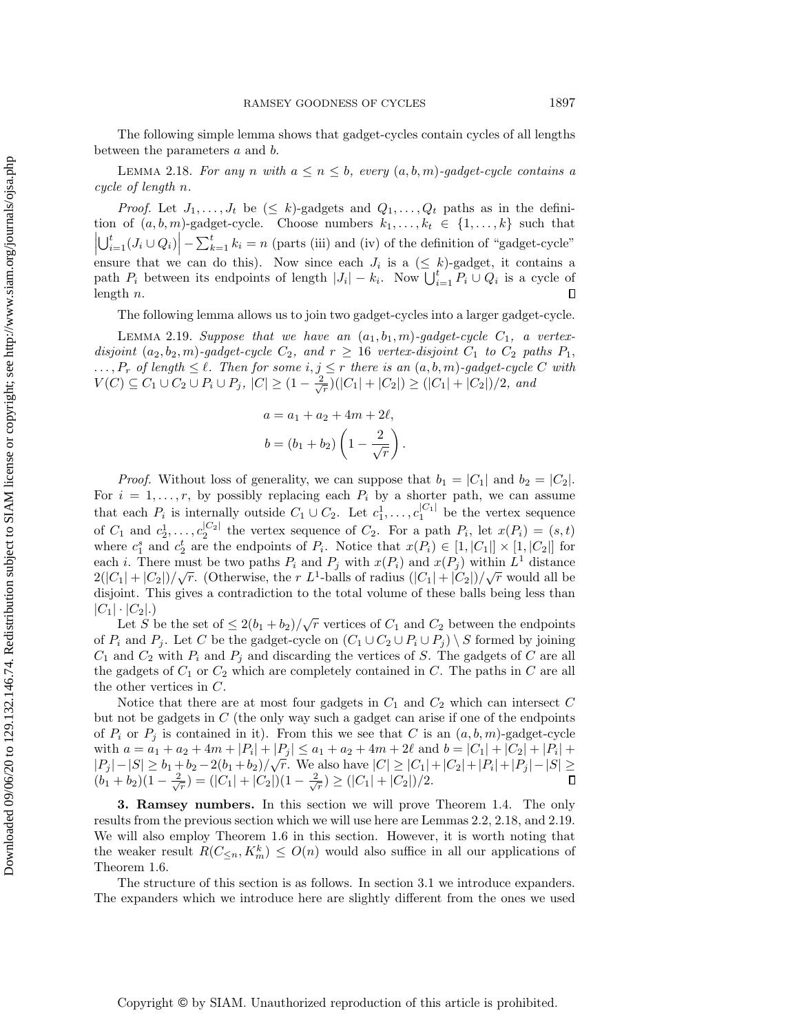The following simple lemma shows that gadget-cycles contain cycles of all lengths between the parameters $a$ and $b$.

Lemma 2.18. *For any $n$ with $a \le n \le b$, every $(a, b, m)$-gadget-cycle contains a cycle of length $n$.*

*Proof.* Let $J_1, \dots, J_t$ be $(\le k)$-gadgets and $Q_1, \dots, Q_t$ paths as in the definition of $(a, b, m)$-gadget-cycle. Choose numbers $k_1, \dots, k_t \in \{1, \dots, k\}$ such that $\left|\bigcup_{i=1}^t (J_i \cup Q_i)\right| - \sum_{k=1}^t k_i = n$ (parts (iii) and (iv) of the definition of "gadget-cycle" ensure that we can do this). Now since each $J_i$ is a $(\le k)$-gadget, it contains a path $P_i$ between its endpoints of length $|J_i| - k_i$. Now $\bigcup_{i=1}^t P_i \cup Q_i$ is a cycle of length $n$. $\square$

The following lemma allows us to join two gadget-cycles into a larger gadget-cycle.

Lemma 2.19. *Suppose that we have an $(a_1, b_1, m)$-gadget-cycle $C_1$, a vertex-disjoint $(a_2, b_2, m)$-gadget-cycle $C_2$, and $r \ge 16$ vertex-disjoint $C_1$ to $C_2$ paths $P_1$, $\dots, P_r$ of length $\le \ell$. Then for some $i, j \le r$ there is an $(a, b, m)$-gadget-cycle $C$ with $V(C) \subseteq C_1 \cup C_2 \cup P_i \cup P_j$, $|C| \ge (1 - \frac{2}{\sqrt{r}})(|C_1| + |C_2|) \ge (|C_1| + |C_2|)/2$, and*

$$a = a_1 + a_2 + 4m + 2\ell,$$
$$b = (b_1 + b_2)\left(1 - \frac{2}{\sqrt{r}}\right).$$

*Proof.* Without loss of generality, we can suppose that $b_1 = |C_1|$ and $b_2 = |C_2|$. For $i = 1, \dots, r$, by possibly replacing each $P_i$ by a shorter path, we can assume that each $P_i$ is internally outside $C_1 \cup C_2$. Let $c_1^1, \dots, c_1^{|C_1|}$ be the vertex sequence of $C_1$ and $c_2^1, \dots, c_2^{|C_2|}$ the vertex sequence of $C_2$. For a path $P_i$, let $x(P_i) = (s, t)$ where $c_1^s$ and $c_2^t$ are the endpoints of $P_i$. Notice that $x(P_i) \in [1, |C_1|] \times [1, |C_2|]$ for each $i$. There must be two paths $P_i$ and $P_j$ with $x(P_i)$ and $x(P_j)$ within $L^1$ distance $2(|C_1| + |C_2|)/\sqrt{r}$. (Otherwise, the $r$ $L^1$-balls of radius $(|C_1| + |C_2|)/\sqrt{r}$ would all be disjoint. This gives a contradiction to the total volume of these balls being less than $|C_1| \cdot |C_2|$.)

Let $S$ be the set of $\le 2(b_1 + b_2)/\sqrt{r}$ vertices of $C_1$ and $C_2$ between the endpoints of $P_i$ and $P_j$. Let $C$ be the gadget-cycle on $(C_1 \cup C_2 \cup P_i \cup P_j) \setminus S$ formed by joining $C_1$ and $C_2$ with $P_i$ and $P_j$ and discarding the vertices of $S$. The gadgets of $C$ are all the gadgets of $C_1$ or $C_2$ which are completely contained in $C$. The paths in $C$ are all the other vertices in $C$.

Notice that there are at most four gadgets in $C_1$ and $C_2$ which can intersect $C$ but not be gadgets in $C$ (the only way such a gadget can arise if one of the endpoints of $P_i$ or $P_j$ is contained in it). From this we see that $C$ is an $(a, b, m)$-gadget-cycle with $a = a_1 + a_2 + 4m + |P_i| + |P_j| \le a_1 + a_2 + 4m + 2\ell$ and $b = |C_1| + |C_2| + |P_i| + |P_j| - |S| \ge b_1 + b_2 - 2(b_1 + b_2)/\sqrt{r}$. We also have $|C| \ge |C_1| + |C_2| + |P_i| + |P_j| - |S| \ge (b_1 + b_2)(1 - \frac{2}{\sqrt{r}}) = (|C_1| + |C_2|)(1 - \frac{2}{\sqrt{r}}) \ge (|C_1| + |C_2|)/2$. $\square$

## 3. Ramsey numbers.

In this section we will prove Theorem 1.4. The only results from the previous section which we will use here are Lemmas 2.2, 2.18, and 2.19. We will also employ Theorem 1.6 in this section. However, it is worth noting that the weaker result $R(C_{\le n}, K_m^k) \le O(n)$ would also suffice in all our applications of Theorem 1.6.

The structure of this section is as follows. In section 3.1 we introduce expanders. The expanders which we introduce here are slightly different from the ones we used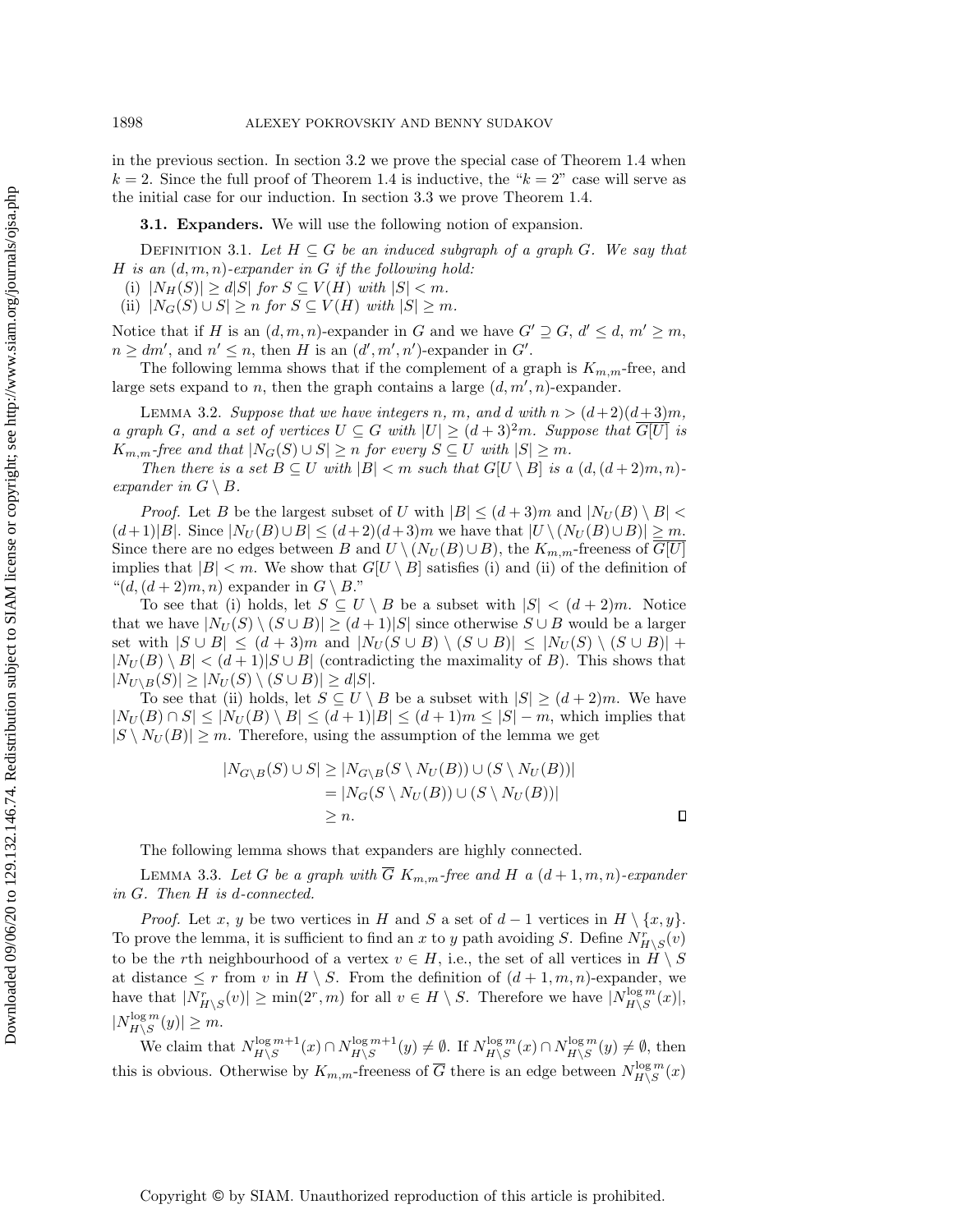in the previous section. In section 3.2 we prove the special case of Theorem 1.4 when $k = 2$. Since the full proof of Theorem 1.4 is inductive, the "$k = 2$" case will serve as the initial case for our induction. In section 3.3 we prove Theorem 1.4.

**3.1. Expanders.** We will use the following notion of expansion.

Definition 3.1. *Let $H \subseteq G$ be an induced subgraph of a graph $G$. We say that $H$ is an $(d, m, n)$-expander in $G$ if the following hold:*

(i) $|N_H(S)| \geq d|S|$ *for $S \subseteq V(H)$ with $|S| < m$.*
(ii) $|N_G(S) \cup S| \geq n$ *for $S \subseteq V(H)$ with $|S| \geq m$.*

Notice that if $H$ is an $(d, m, n)$-expander in $G$ and we have $G' \supseteq G$, $d' \leq d$, $m' \geq m$, $n \geq dm'$, and $n' \leq n$, then $H$ is an $(d', m', n')$-expander in $G'$.

The following lemma shows that if the complement of a graph is $K_{m,m}$-free, and large sets expand to $n$, then the graph contains a large $(d, m', n)$-expander.

Lemma 3.2. *Suppose that we have integers $n$, $m$, and $d$ with $n > (d+2)(d+3)m$, a graph $G$, and a set of vertices $U \subseteq G$ with $|U| \geq (d+3)^2 m$. Suppose that $\overline{G[U]}$ is $K_{m,m}$-free and that $|N_G(S) \cup S| \geq n$ for every $S \subseteq U$ with $|S| \geq m$.*

*Then there is a set $B \subseteq U$ with $|B| < m$ such that $G[U \setminus B]$ is a $(d, (d+2)m, n)$-expander in $G \setminus B$.*

*Proof.* Let $B$ be the largest subset of $U$ with $|B| \leq (d+3)m$ and $|N_U(B) \setminus B| < (d+1)|B|$. Since $|N_U(B) \cup B| \leq (d+2)(d+3)m$ we have that $|U \setminus (N_U(B) \cup B)| \geq m$. Since there are no edges between $B$ and $U \setminus (N_U(B) \cup B)$, the $K_{m,m}$-freeness of $\overline{G[U]}$ implies that $|B| < m$. We show that $G[U \setminus B]$ satisfies (i) and (ii) of the definition of "$(d, (d+2)m, n)$ expander in $G \setminus B$."

To see that (i) holds, let $S \subseteq U \setminus B$ be a subset with $|S| < (d+2)m$. Notice that we have $|N_U(S) \setminus (S \cup B)| \geq (d+1)|S|$ since otherwise $S \cup B$ would be a larger set with $|S \cup B| \leq (d+3)m$ and $|N_U(S \cup B) \setminus (S \cup B)| \leq |N_U(S) \setminus (S \cup B)| + |N_U(B) \setminus B| < (d+1)|S \cup B|$ (contradicting the maximality of $B$). This shows that $|N_{U \setminus B}(S)| \geq |N_U(S) \setminus (S \cup B)| \geq d|S|$.

To see that (ii) holds, let $S \subseteq U \setminus B$ be a subset with $|S| \geq (d+2)m$. We have $|N_U(B) \cap S| \leq |N_U(B) \setminus B| \leq (d+1)|B| \leq (d+1)m \leq |S| - m$, which implies that $|S \setminus N_U(B)| \geq m$. Therefore, using the assumption of the lemma we get

$$\begin{aligned} |N_{G \setminus B}(S) \cup S| &\geq |N_{G \setminus B}(S \setminus N_U(B)) \cup (S \setminus N_U(B))| \\ &= |N_G(S \setminus N_U(B)) \cup (S \setminus N_U(B))| \\ &\geq n. \end{aligned}$$

$\square$

The following lemma shows that expanders are highly connected.

Lemma 3.3. *Let $G$ be a graph with $\overline{G}$ $K_{m,m}$-free and $H$ a $(d+1, m, n)$-expander in $G$. Then $H$ is $d$-connected.*

*Proof.* Let $x$, $y$ be two vertices in $H$ and $S$ a set of $d-1$ vertices in $H \setminus \{x, y\}$. To prove the lemma, it is sufficient to find an $x$ to $y$ path avoiding $S$. Define $N^r_{H \setminus S}(v)$ to be the $r$th neighbourhood of a vertex $v \in H$, i.e., the set of all vertices in $H \setminus S$ at distance $\leq r$ from $v$ in $H \setminus S$. From the definition of $(d+1, m, n)$-expander, we have that $|N^r_{H \setminus S}(v)| \geq \min(2^r, m)$ for all $v \in H \setminus S$. Therefore we have $|N^{\log m}_{H \setminus S}(x)|$, $|N^{\log m}_{H \setminus S}(y)| \geq m$.

We claim that $N^{\log m+1}_{H \setminus S}(x) \cap N^{\log m+1}_{H \setminus S}(y) \neq \emptyset$. If $N^{\log m}_{H \setminus S}(x) \cap N^{\log m}_{H \setminus S}(y) \neq \emptyset$, then this is obvious. Otherwise by $K_{m,m}$-freeness of $\overline{G}$ there is an edge between $N^{\log m}_{H \setminus S}(x)$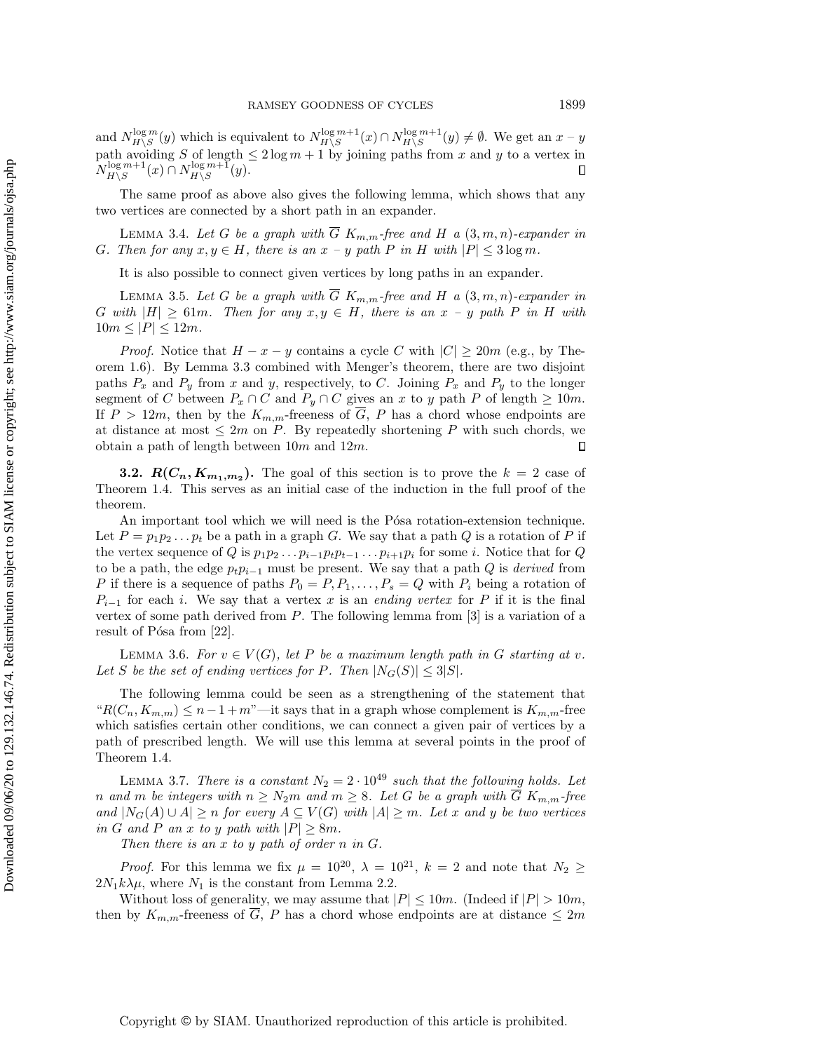and $N^{\log m}_{H\setminus S}(y)$ which is equivalent to $N^{\log m+1}_{H\setminus S}(x) \cap N^{\log m+1}_{H\setminus S}(y) \neq \emptyset$. We get an $x$ – $y$ path avoiding $S$ of length $\leq 2\log m + 1$ by joining paths from $x$ and $y$ to a vertex in $N^{\log m+1}_{H\setminus S}(x) \cap N^{\log m+1}_{H\setminus S}(y)$. ∎

The same proof as above also gives the following lemma, which shows that any two vertices are connected by a short path in an expander.

Lemma 3.4. *Let $G$ be a graph with $\overline{G}$ $K_{m,m}$-free and $H$ a $(3, m, n)$-expander in $G$. Then for any $x, y \in H$, there is an $x$ – $y$ path $P$ in $H$ with $|P| \leq 3\log m$.*

It is also possible to connect given vertices by long paths in an expander.

Lemma 3.5. *Let $G$ be a graph with $\overline{G}$ $K_{m,m}$-free and $H$ a $(3, m, n)$-expander in $G$ with $|H| \geq 61m$. Then for any $x, y \in H$, there is an $x$ – $y$ path $P$ in $H$ with $10m \leq |P| \leq 12m$.*

*Proof.* Notice that $H - x - y$ contains a cycle $C$ with $|C| \geq 20m$ (e.g., by Theorem 1.6). By Lemma 3.3 combined with Menger's theorem, there are two disjoint paths $P_x$ and $P_y$ from $x$ and $y$, respectively, to $C$. Joining $P_x$ and $P_y$ to the longer segment of $C$ between $P_x \cap C$ and $P_y \cap C$ gives an $x$ to $y$ path $P$ of length $\geq 10m$. If $P > 12m$, then by the $K_{m,m}$-freeness of $\overline{G}$, $P$ has a chord whose endpoints are at distance at most $\leq 2m$ on $P$. By repeatedly shortening $P$ with such chords, we obtain a path of length between $10m$ and $12m$. ∎

### 3.2. $R(C_n, K_{m_1,m_2})$.

The goal of this section is to prove the $k = 2$ case of Theorem 1.4. This serves as an initial case of the induction in the full proof of the theorem.

An important tool which we will need is the Pósa rotation-extension technique. Let $P = p_1p_2 \dots p_t$ be a path in a graph $G$. We say that a path $Q$ is a rotation of $P$ if the vertex sequence of $Q$ is $p_1p_2 \dots p_{i-1}p_tp_{t-1} \dots p_{i+1}p_i$ for some $i$. Notice that for $Q$ to be a path, the edge $p_tp_{i-1}$ must be present. We say that a path $Q$ is *derived* from $P$ if there is a sequence of paths $P_0 = P, P_1, \dots, P_s = Q$ with $P_i$ being a rotation of $P_{i-1}$ for each $i$. We say that a vertex $x$ is an *ending vertex* for $P$ if it is the final vertex of some path derived from $P$. The following lemma from [3] is a variation of a result of Pósa from [22].

Lemma 3.6. *For $v \in V(G)$, let $P$ be a maximum length path in $G$ starting at $v$. Let $S$ be the set of ending vertices for $P$. Then $|N_G(S)| \leq 3|S|$.*

The following lemma could be seen as a strengthening of the statement that "$R(C_n, K_{m,m}) \leq n - 1 + m$"—it says that in a graph whose complement is $K_{m,m}$-free which satisfies certain other conditions, we can connect a given pair of vertices by a path of prescribed length. We will use this lemma at several points in the proof of Theorem 1.4.

Lemma 3.7. *There is a constant $N_2 = 2 \cdot 10^{49}$ such that the following holds. Let $n$ and $m$ be integers with $n \geq N_2m$ and $m \geq 8$. Let $G$ be a graph with $\overline{G}$ $K_{m,m}$-free and $|N_G(A) \cup A| \geq n$ for every $A \subseteq V(G)$ with $|A| \geq m$. Let $x$ and $y$ be two vertices in $G$ and $P$ an $x$ to $y$ path with $|P| \geq 8m$.*

*Then there is an $x$ to $y$ path of order $n$ in $G$.*

*Proof.* For this lemma we fix $\mu = 10^{20}$, $\lambda = 10^{21}$, $k = 2$ and note that $N_2 \geq 2N_1k\lambda\mu$, where $N_1$ is the constant from Lemma 2.2.

Without loss of generality, we may assume that $|P| \leq 10m$. (Indeed if $|P| > 10m$, then by $K_{m,m}$-freeness of $\overline{G}$, $P$ has a chord whose endpoints are at distance $\leq 2m$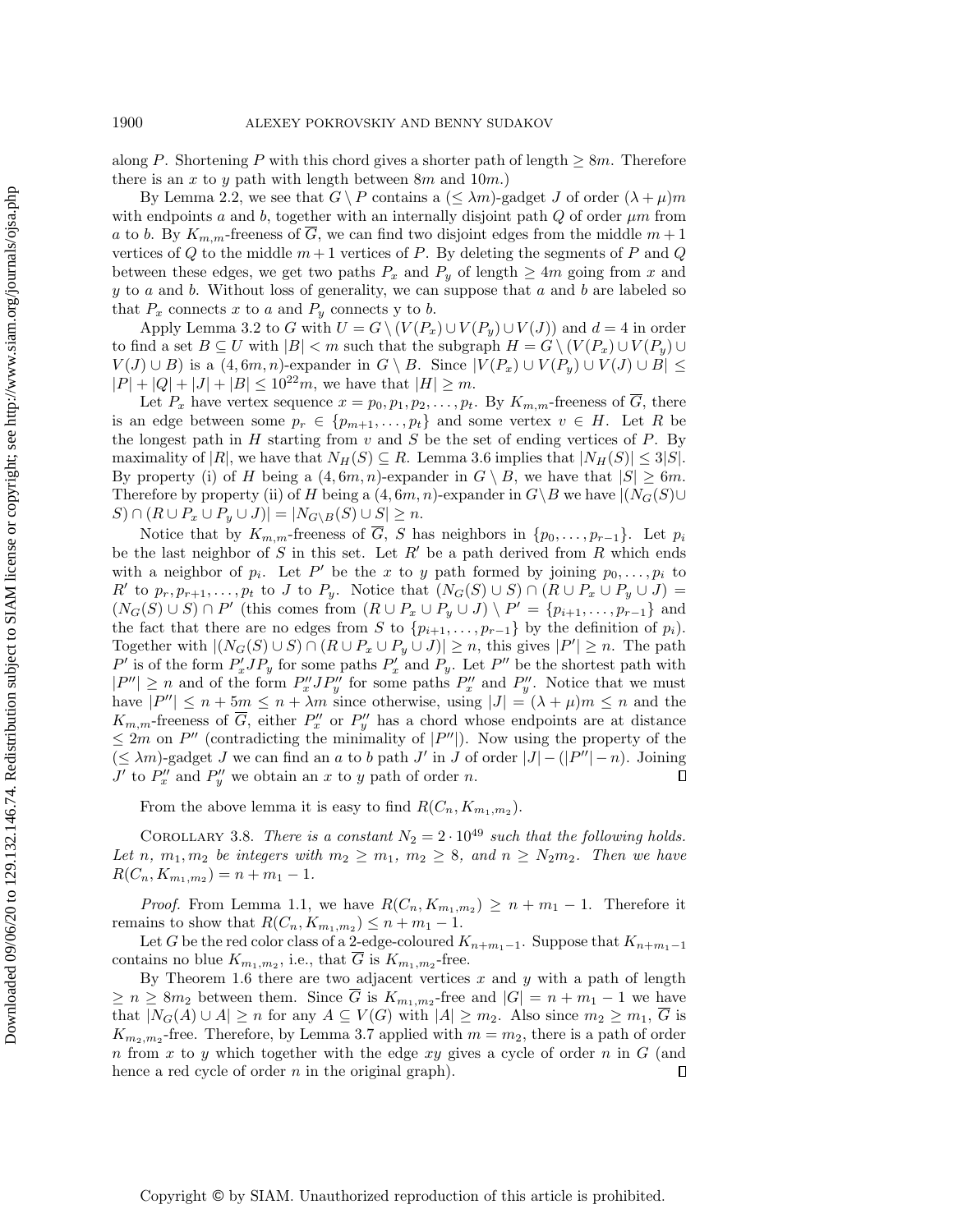along $P$. Shortening $P$ with this chord gives a shorter path of length $\geq 8m$. Therefore there is an $x$ to $y$ path with length between $8m$ and $10m$.)

By Lemma 2.2, we see that $G \setminus P$ contains a $(\leq \lambda m)$-gadget $J$ of order $(\lambda + \mu)m$ with endpoints $a$ and $b$, together with an internally disjoint path $Q$ of order $\mu m$ from $a$ to $b$. By $K_{m,m}$-freeness of $\overline{G}$, we can find two disjoint edges from the middle $m+1$ vertices of $Q$ to the middle $m+1$ vertices of $P$. By deleting the segments of $P$ and $Q$ between these edges, we get two paths $P_x$ and $P_y$ of length $\geq 4m$ going from $x$ and $y$ to $a$ and $b$. Without loss of generality, we can suppose that $a$ and $b$ are labeled so that $P_x$ connects $x$ to $a$ and $P_y$ connects y to $b$.

Apply Lemma 3.2 to $G$ with $U = G \setminus (V(P_x) \cup V(P_y) \cup V(J))$ and $d = 4$ in order to find a set $B \subseteq U$ with $|B| < m$ such that the subgraph $H = G \setminus (V(P_x) \cup V(P_y) \cup V(J) \cup B)$ is a $(4, 6m, n)$-expander in $G \setminus B$. Since $|V(P_x) \cup V(P_y) \cup V(J) \cup B| \leq |P| + |Q| + |J| + |B| \leq 10^{22}m$, we have that $|H| \geq m$.

Let $P_x$ have vertex sequence $x = p_0, p_1, p_2, \ldots, p_t$. By $K_{m,m}$-freeness of $\overline{G}$, there is an edge between some $p_r \in \{p_{m+1}, \ldots, p_t\}$ and some vertex $v \in H$. Let $R$ be the longest path in $H$ starting from $v$ and $S$ be the set of ending vertices of $P$. By maximality of $|R|$, we have that $N_H(S) \subseteq R$. Lemma 3.6 implies that $|N_H(S)| \leq 3|S|$. By property (i) of $H$ being a $(4, 6m, n)$-expander in $G \setminus B$, we have that $|S| \geq 6m$. Therefore by property (ii) of $H$ being a $(4, 6m, n)$-expander in $G \setminus B$ we have $|(N_G(S) \cup S) \cap (R \cup P_x \cup P_y \cup J)| = |N_{G \setminus B}(S) \cup S| \geq n$.

Notice that by $K_{m,m}$-freeness of $\overline{G}$, $S$ has neighbors in $\{p_0, \ldots, p_{r-1}\}$. Let $p_i$ be the last neighbor of $S$ in this set. Let $R'$ be a path derived from $R$ which ends with a neighbor of $p_i$. Let $P'$ be the $x$ to $y$ path formed by joining $p_0, \ldots, p_i$ to $R'$ to $p_r, p_{r+1}, \ldots, p_t$ to $J$ to $P_y$. Notice that $(N_G(S) \cup S) \cap (R \cup P_x \cup P_y \cup J) = (N_G(S) \cup S) \cap P'$ (this comes from $(R \cup P_x \cup P_y \cup J) \setminus P' = \{p_{i+1}, \ldots, p_{r-1}\}$ and the fact that there are no edges from $S$ to $\{p_{i+1}, \ldots, p_{r-1}\}$ by the definition of $p_i$). Together with $|(N_G(S) \cup S) \cap (R \cup P_x \cup P_y \cup J)| \geq n$, this gives $|P'| \geq n$. The path $P'$ is of the form $P'_x J P_y$ for some paths $P'_x$ and $P_y$. Let $P''$ be the shortest path with $|P''| \geq n$ and of the form $P''_x J P''_y$ for some paths $P''_x$ and $P''_y$. Notice that we must have $|P''| \leq n + 5m \leq n + \lambda m$ since otherwise, using $|J| = (\lambda + \mu)m \leq n$ and the $K_{m,m}$-freeness of $\overline{G}$, either $P''_x$ or $P''_y$ has a chord whose endpoints are at distance $\leq 2m$ on $P''$ (contradicting the minimality of $|P''|$). Now using the property of the $(\leq \lambda m)$-gadget $J$ we can find an $a$ to $b$ path $J'$ in $J$ of order $|J| - (|P''| - n)$. Joining $J'$ to $P''_x$ and $P''_y$ we obtain an $x$ to $y$ path of order $n$. $\square$

From the above lemma it is easy to find $R(C_n, K_{m_1,m_2})$.

Corollary 3.8. *There is a constant $N_2 = 2 \cdot 10^{49}$ such that the following holds. Let $n$, $m_1, m_2$ be integers with $m_2 \geq m_1$, $m_2 \geq 8$, and $n \geq N_2 m_2$. Then we have $R(C_n, K_{m_1,m_2}) = n + m_1 - 1$.*

*Proof.* From Lemma 1.1, we have $R(C_n, K_{m_1,m_2}) \geq n + m_1 - 1$. Therefore it remains to show that $R(C_n, K_{m_1,m_2}) \leq n + m_1 - 1$.

Let $G$ be the red color class of a 2-edge-coloured $K_{n+m_1-1}$. Suppose that $K_{n+m_1-1}$ contains no blue $K_{m_1,m_2}$, i.e., that $\overline{G}$ is $K_{m_1,m_2}$-free.

By Theorem 1.6 there are two adjacent vertices $x$ and $y$ with a path of length $\geq n \geq 8m_2$ between them. Since $\overline{G}$ is $K_{m_1,m_2}$-free and $|G| = n + m_1 - 1$ we have that $|N_G(A) \cup A| \geq n$ for any $A \subseteq V(G)$ with $|A| \geq m_2$. Also since $m_2 \geq m_1$, $\overline{G}$ is $K_{m_2,m_2}$-free. Therefore, by Lemma 3.7 applied with $m = m_2$, there is a path of order $n$ from $x$ to $y$ which together with the edge $xy$ gives a cycle of order $n$ in $G$ (and hence a red cycle of order $n$ in the original graph). $\square$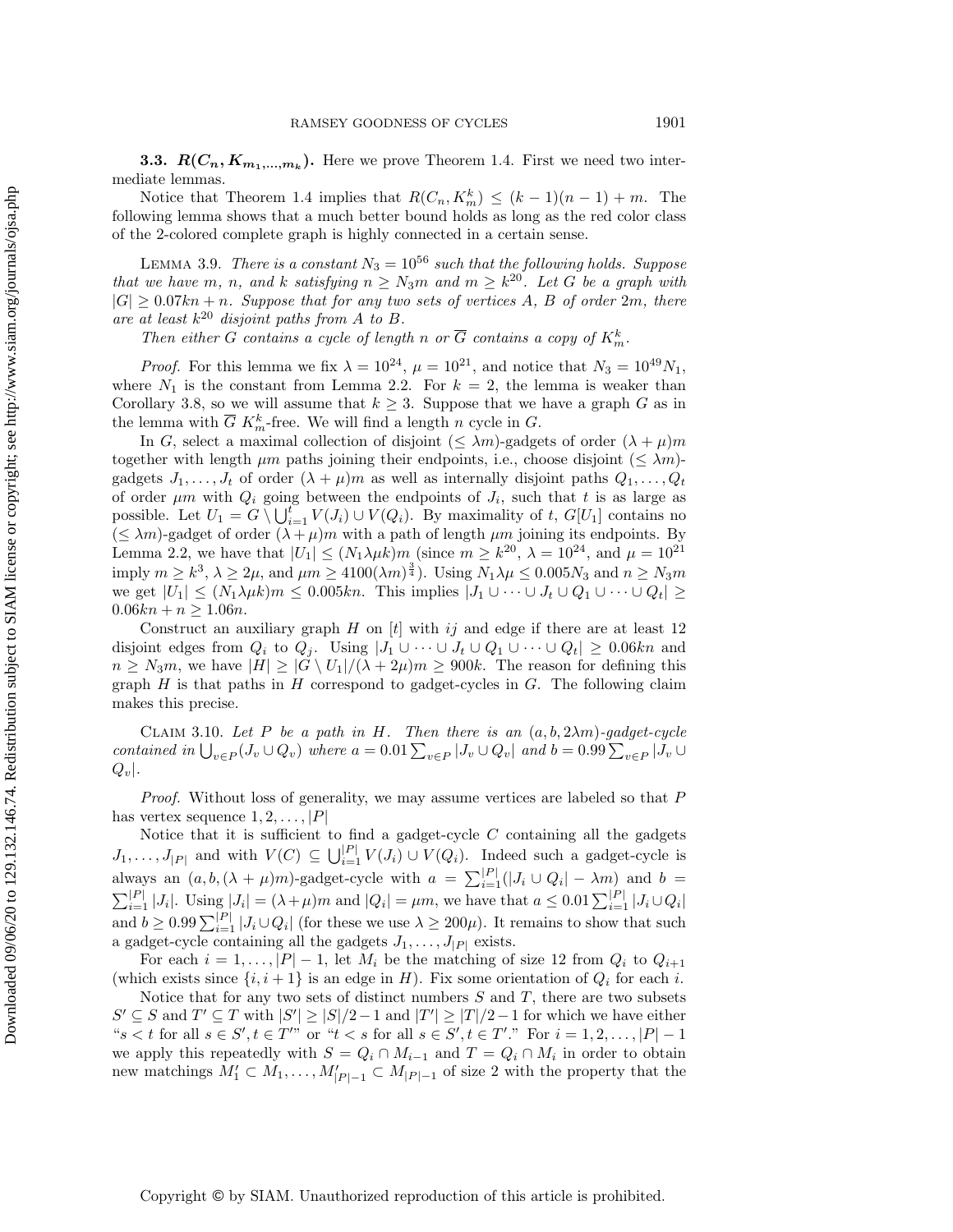### 3.3. $R(C_n, K_{m_1,\ldots,m_k})$.

Here we prove Theorem 1.4. First we need two intermediate lemmas.

Notice that Theorem 1.4 implies that $R(C_n, K_m^k) \le (k-1)(n-1)+m$. The following lemma shows that a much better bound holds as long as the red color class of the 2-colored complete graph is highly connected in a certain sense.

Lemma 3.9. *There is a constant $N_3 = 10^{56}$ such that the following holds. Suppose that we have $m$, $n$, and $k$ satisfying $n \ge N_3 m$ and $m \ge k^{20}$. Let $G$ be a graph with $|G| \ge 0.07kn + n$. Suppose that for any two sets of vertices $A$, $B$ of order $2m$, there are at least $k^{20}$ disjoint paths from $A$ to $B$.*

*Then either $G$ contains a cycle of length $n$ or $\overline{G}$ contains a copy of $K_m^k$.*

*Proof.* For this lemma we fix $\lambda = 10^{24}$, $\mu = 10^{21}$, and notice that $N_3 = 10^{49} N_1$, where $N_1$ is the constant from Lemma 2.2. For $k = 2$, the lemma is weaker than Corollary 3.8, so we will assume that $k \ge 3$. Suppose that we have a graph $G$ as in the lemma with $\overline{G}$ $K_m^k$-free. We will find a length $n$ cycle in $G$.

In $G$, select a maximal collection of disjoint $(\le \lambda m)$-gadgets of order $(\lambda+\mu)m$ together with length $\mu m$ paths joining their endpoints, i.e., choose disjoint $(\le \lambda m)$-gadgets $J_1, \ldots, J_t$ of order $(\lambda+\mu)m$ as well as internally disjoint paths $Q_1, \ldots, Q_t$ of order $\mu m$ with $Q_i$ going between the endpoints of $J_i$, such that $t$ is as large as possible. Let $U_1 = G \setminus \bigcup_{i=1}^t V(J_i) \cup V(Q_i)$. By maximality of $t$, $G[U_1]$ contains no $(\le \lambda m)$-gadget of order $(\lambda+\mu)m$ with a path of length $\mu m$ joining its endpoints. By Lemma 2.2, we have that $|U_1| \le (N_1 \lambda \mu k)m$ (since $m \ge k^{20}$, $\lambda = 10^{24}$, and $\mu = 10^{21}$ imply $m \ge k^3$, $\lambda \ge 2\mu$, and $\mu m \ge 4100(\lambda m)^{\frac{3}{4}}$). Using $N_1 \lambda \mu \le 0.005 N_3$ and $n \ge N_3 m$ we get $|U_1| \le (N_1 \lambda \mu k)m \le 0.005kn$. This implies $|J_1 \cup \cdots \cup J_t \cup Q_1 \cup \cdots \cup Q_t| \ge 0.06kn + n \ge 1.06n$.

Construct an auxiliary graph $H$ on $[t]$ with $ij$ and edge if there are at least 12 disjoint edges from $Q_i$ to $Q_j$. Using $|J_1 \cup \cdots \cup J_t \cup Q_1 \cup \cdots \cup Q_t| \ge 0.06kn$ and $n \ge N_3 m$, we have $|H| \ge |G \setminus U_1|/(\lambda + 2\mu)m \ge 900k$. The reason for defining this graph $H$ is that paths in $H$ correspond to gadget-cycles in $G$. The following claim makes this precise.

Claim 3.10. *Let $P$ be a path in $H$. Then there is an $(a, b, 2\lambda m)$-gadget-cycle contained in $\bigcup_{v \in P}(J_v \cup Q_v)$ where $a = 0.01 \sum_{v\in P} |J_v \cup Q_v|$ and $b = 0.99 \sum_{v \in P} |J_v \cup Q_v|$.*

*Proof.* Without loss of generality, we may assume vertices are labeled so that $P$ has vertex sequence $1, 2, \ldots, |P|$

Notice that it is sufficient to find a gadget-cycle $C$ containing all the gadgets $J_1, \ldots, J_{|P|}$ and with $V(C) \subseteq \bigcup_{i=1}^{|P|} V(J_i) \cup V(Q_i)$. Indeed such a gadget-cycle is always an $(a, b, (\lambda+\mu)m)$-gadget-cycle with $a = \sum_{i=1}^{|P|}(|J_i \cup Q_i| - \lambda m)$ and $b = \sum_{i=1}^{|P|} |J_i|$. Using $|J_i| = (\lambda+\mu)m$ and $|Q_i| = \mu m$, we have that $a \le 0.01 \sum_{i=1}^{|P|} |J_i \cup Q_i|$ and $b \ge 0.99 \sum_{i=1}^{|P|} |J_i \cup Q_i|$ (for these we use $\lambda \ge 200\mu$). It remains to show that such a gadget-cycle containing all the gadgets $J_1, \ldots, J_{|P|}$ exists.

For each $i = 1, \ldots, |P|-1$, let $M_i$ be the matching of size 12 from $Q_i$ to $Q_{i+1}$ (which exists since $\{i, i+1\}$ is an edge in $H$). Fix some orientation of $Q_i$ for each $i$.

Notice that for any two sets of distinct numbers $S$ and $T$, there are two subsets $S' \subseteq S$ and $T' \subseteq T$ with $|S'| \ge |S|/2 - 1$ and $|T'| \ge |T|/2 - 1$ for which we have either "$s < t$ for all $s \in S', t \in T'$" or "$t < s$ for all $s \in S', t \in T'$." For $i = 1, 2, \ldots, |P|-1$ we apply this repeatedly with $S = Q_i \cap M_{i-1}$ and $T = Q_i \cap M_i$ in order to obtain new matchings $M_1' \subset M_1, \ldots, M_{|P|-1}' \subset M_{|P|-1}$ of size 2 with the property that the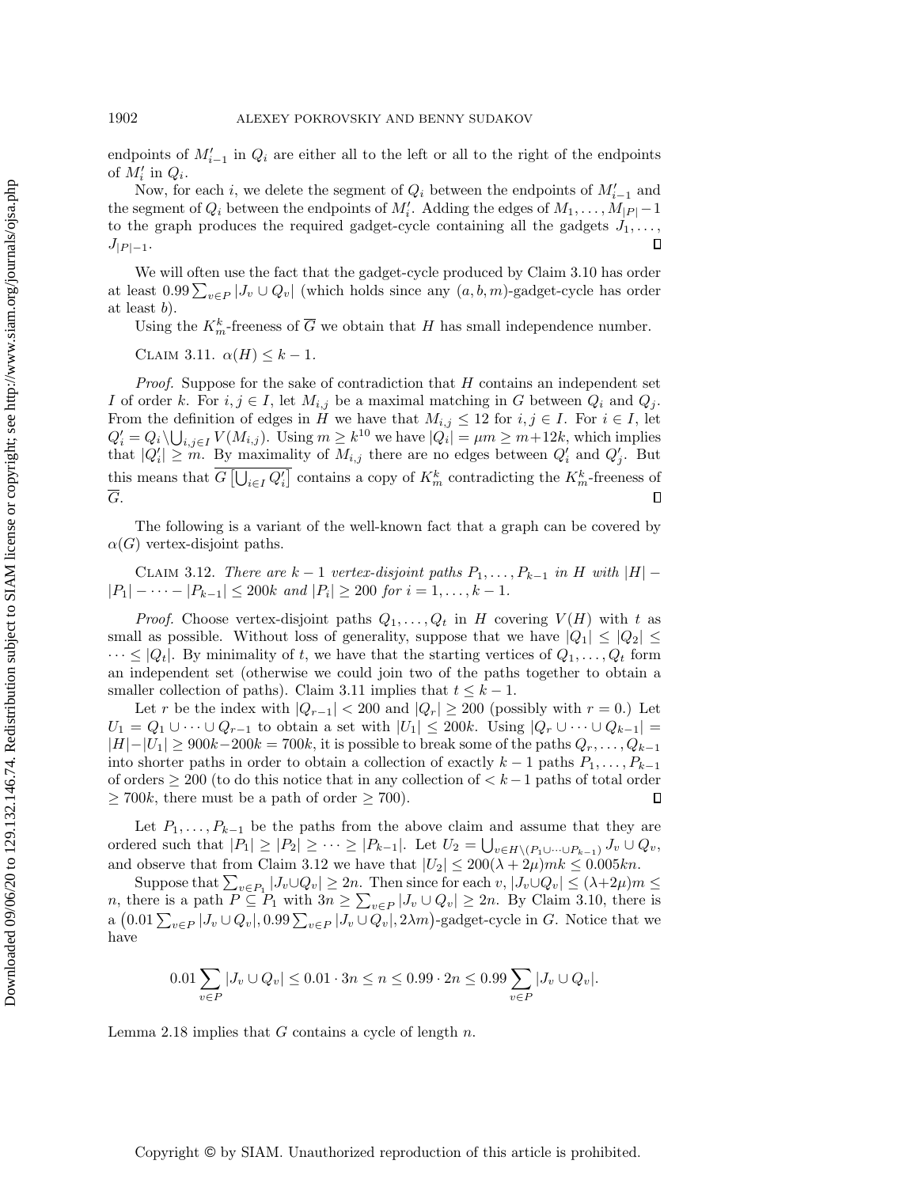endpoints of $M'_{i-1}$ in $Q_i$ are either all to the left or all to the right of the endpoints of $M'_i$ in $Q_i$.

Now, for each $i$, we delete the segment of $Q_i$ between the endpoints of $M'_{i-1}$ and the segment of $Q_i$ between the endpoints of $M'_i$. Adding the edges of $M_1, \dots, M_{|P|}-1$ to the graph produces the required gadget-cycle containing all the gadgets $J_1, \dots, J_{|P|-1}$. $\square$

We will often use the fact that the gadget-cycle produced by Claim 3.10 has order at least $0.99 \sum_{v \in P} |J_v \cup Q_v|$ (which holds since any $(a, b, m)$-gadget-cycle has order at least $b$).

Using the $K_m^k$-freeness of $\overline{G}$ we obtain that $H$ has small independence number.

Claim 3.11. $\alpha(H) \leq k - 1$.

*Proof.* Suppose for the sake of contradiction that $H$ contains an independent set $I$ of order $k$. For $i, j \in I$, let $M_{i,j}$ be a maximal matching in $G$ between $Q_i$ and $Q_j$. From the definition of edges in $H$ we have that $M_{i,j} \leq 12$ for $i, j \in I$. For $i \in I$, let $Q'_i = Q_i \setminus \bigcup_{i,j \in I} V(M_{i,j})$. Using $m \geq k^{10}$ we have $|Q_i| = \mu m \geq m + 12k$, which implies that $|Q'_i| \geq m$. By maximality of $M_{i,j}$ there are no edges between $Q'_i$ and $Q'_j$. But this means that $\overline{G\left[\bigcup_{i \in I} Q'_i\right]}$ contains a copy of $K_m^k$ contradicting the $K_m^k$-freeness of $\overline{G}$. $\square$

The following is a variant of the well-known fact that a graph can be covered by $\alpha(G)$ vertex-disjoint paths.

Claim 3.12. *There are $k - 1$ vertex-disjoint paths $P_1, \dots, P_{k-1}$ in $H$ with $|H| - |P_1| - \cdots - |P_{k-1}| \leq 200k$ and $|P_i| \geq 200$ for $i = 1, \dots, k - 1$.*

*Proof.* Choose vertex-disjoint paths $Q_1, \dots, Q_t$ in $H$ covering $V(H)$ with $t$ as small as possible. Without loss of generality, suppose that we have $|Q_1| \leq |Q_2| \leq \cdots \leq |Q_t|$. By minimality of $t$, we have that the starting vertices of $Q_1, \dots, Q_t$ form an independent set (otherwise we could join two of the paths together to obtain a smaller collection of paths). Claim 3.11 implies that $t \leq k - 1$.

Let $r$ be the index with $|Q_{r-1}| < 200$ and $|Q_r| \geq 200$ (possibly with $r = 0$.) Let $U_1 = Q_1 \cup \cdots \cup Q_{r-1}$ to obtain a set with $|U_1| \leq 200k$. Using $|Q_r \cup \cdots \cup Q_{k-1}| = |H| - |U_1| \geq 900k - 200k = 700k$, it is possible to break some of the paths $Q_r, \dots, Q_{k-1}$ into shorter paths in order to obtain a collection of exactly $k - 1$ paths $P_1, \dots, P_{k-1}$ of orders $\geq 200$ (to do this notice that in any collection of $< k - 1$ paths of total order $\geq 700k$, there must be a path of order $\geq 700$). $\square$

Let $P_1, \dots, P_{k-1}$ be the paths from the above claim and assume that they are ordered such that $|P_1| \geq |P_2| \geq \cdots \geq |P_{k-1}|$. Let $U_2 = \bigcup_{v \in H \setminus (P_1 \cup \cdots \cup P_{k-1})} J_v \cup Q_v$, and observe that from Claim 3.12 we have that $|U_2| \leq 200(\lambda + 2\mu)mk \leq 0.005kn$.

Suppose that $\sum_{v \in P_1} |J_v \cup Q_v| \geq 2n$. Then since for each $v$, $|J_v \cup Q_v| \leq (\lambda + 2\mu)m \leq n$, there is a path $P \subseteq P_1$ with $3n \geq \sum_{v \in P} |J_v \cup Q_v| \geq 2n$. By Claim 3.10, there is a $\left(0.01 \sum_{v \in P} |J_v \cup Q_v|, 0.99 \sum_{v \in P} |J_v \cup Q_v|, 2\lambda m\right)$-gadget-cycle in $G$. Notice that we have

$$0.01 \sum_{v \in P} |J_v \cup Q_v| \leq 0.01 \cdot 3n \leq n \leq 0.99 \cdot 2n \leq 0.99 \sum_{v \in P} |J_v \cup Q_v|.$$

Lemma 2.18 implies that $G$ contains a cycle of length $n$.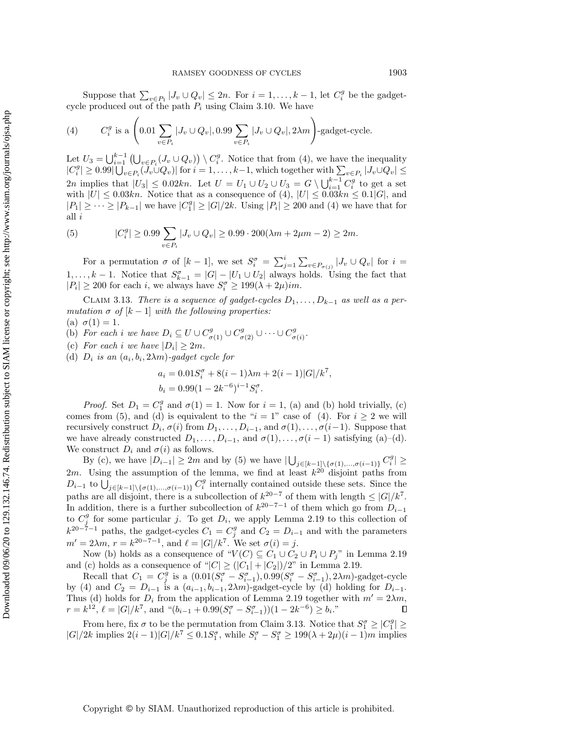Suppose that $\sum_{v \in P_1} |J_v \cup Q_v| \leq 2n$. For $i = 1, \ldots, k-1$, let $C_i^g$ be the gadget-cycle produced out of the path $P_i$ using Claim 3.10. We have

$$C_i^g \text{ is a } \left(0.01 \sum_{v \in P_i} |J_v \cup Q_v|, 0.99 \sum_{v \in P_i} |J_v \cup Q_v|, 2\lambda m\right)\text{-gadget-cycle.} \tag{4}$$

Let $U_3 = \bigcup_{i=1}^{k-1} \left(\bigcup_{v \in P_i}(J_v \cup Q_v)\right) \setminus C_i^g$. Notice that from (4), we have the inequality $|C_i^g| \geq 0.99|\bigcup_{v \in P_i}(J_v \cup Q_v)|$ for $i = 1, \ldots, k-1$, which together with $\sum_{v \in P_i} |J_v \cup Q_v| \leq 2n$ implies that $|U_3| \leq 0.02kn$. Let $U = U_1 \cup U_2 \cup U_3 = G \setminus \bigcup_{i=1}^{k-1} C_i^g$ to get a set with $|U| \leq 0.03kn$. Notice that as a consequence of (4), $|U| \leq 0.03kn \leq 0.1|G|$, and $|P_1| \geq \cdots \geq |P_{k-1}|$ we have $|C_1^g| \geq |G|/2k$. Using $|P_i| \geq 200$ and (4) we have that for all $i$

$$|C_i^g| \geq 0.99 \sum_{v \in P_i} |J_v \cup Q_v| \geq 0.99 \cdot 200(\lambda m + 2\mu m - 2) \geq 2m. \tag{5}$$

For a permutation $\sigma$ of $[k-1]$, we set $S_i^\sigma = \sum_{j=1}^{i} \sum_{v \in P_{\sigma(j)}} |J_v \cup Q_v|$ for $i = 1, \ldots, k-1$. Notice that $S_{k-1}^\sigma = |G| - |U_1 \cup U_2|$ always holds. Using the fact that $|P_i| \geq 200$ for each $i$, we always have $S_i^\sigma \geq 199(\lambda + 2\mu)im$.

Claim 3.13. *There is a sequence of gadget-cycles $D_1, \ldots, D_{k-1}$ as well as a permutation $\sigma$ of $[k-1]$ with the following properties:*
(a) $\sigma(1) = 1$.
(b) *For each $i$ we have $D_i \subseteq U \cup C_{\sigma(1)}^g \cup C_{\sigma(2)}^g \cup \cdots \cup C_{\sigma(i)}^g$.*
(c) *For each $i$ we have $|D_i| \geq 2m$.*
(d) *$D_i$ is an $(a_i, b_i, 2\lambda m)$-gadget cycle for*

$$a_i = 0.01 S_i^\sigma + 8(i-1)\lambda m + 2(i-1)|G|/k^7,$$
$$b_i = 0.99(1 - 2k^{-6})^{i-1} S_i^\sigma.$$

*Proof.* Set $D_1 = C_1^g$ and $\sigma(1) = 1$. Now for $i = 1$, (a) and (b) hold trivially, (c) comes from (5), and (d) is equivalent to the "$i = 1$" case of (4). For $i \geq 2$ we will recursively construct $D_i, \sigma(i)$ from $D_1, \ldots, D_{i-1}$, and $\sigma(1), \ldots, \sigma(i-1)$. Suppose that we have already constructed $D_1, \ldots, D_{i-1}$, and $\sigma(1), \ldots, \sigma(i-1)$ satisfying (a)–(d). We construct $D_i$ and $\sigma(i)$ as follows.

By (c), we have $|D_{i-1}| \geq 2m$ and by (5) we have $|\bigcup_{j \in [k-1] \setminus \{\sigma(1), \ldots, \sigma(i-1)\}} C_i^g| \geq 2m$. Using the assumption of the lemma, we find at least $k^{20}$ disjoint paths from $D_{i-1}$ to $\bigcup_{j \in [k-1] \setminus \{\sigma(1), \ldots, \sigma(i-1)\}} C_i^g$ internally contained outside these sets. Since the paths are all disjoint, there is a subcollection of $k^{20-7}$ of them with length $\leq |G|/k^7$. In addition, there is a further subcollection of $k^{20-7-1}$ of them which go from $D_{i-1}$ to $C_j^g$ for some particular $j$. To get $D_i$, we apply Lemma 2.19 to this collection of $k^{20-7-1}$ paths, the gadget-cycles $C_1 = C_j^g$ and $C_2 = D_{i-1}$ and with the parameters $m' = 2\lambda m$, $r = k^{20-7-1}$, and $\ell = |G|/k^7$. We set $\sigma(i) = j$.

Now (b) holds as a consequence of "$V(C) \subseteq C_1 \cup C_2 \cup P_i \cup P_j$" in Lemma 2.19 and (c) holds as a consequence of "$|C| \geq (|C_1| + |C_2|)/2$" in Lemma 2.19.

Recall that $C_1 = C_j^g$ is a $(0.01(S_i^\sigma - S_{i-1}^\sigma), 0.99(S_i^\sigma - S_{i-1}^\sigma), 2\lambda m)$-gadget-cycle by (4) and $C_2 = D_{i-1}$ is a $(a_{i-1}, b_{i-1}, 2\lambda m)$-gadget-cycle by (d) holding for $D_{i-1}$. Thus (d) holds for $D_i$ from the application of Lemma 2.19 together with $m' = 2\lambda m$, $r = k^{12}$, $\ell = |G|/k^7$, and "$(b_{i-1} + 0.99(S_i^\sigma - S_{i-1}^\sigma))(1 - 2k^{-6}) \geq b_i$." ∎

From here, fix $\sigma$ to be the permutation from Claim 3.13. Notice that $S_1^\sigma \geq |C_1^g| \geq |G|/2k$ implies $2(i-1)|G|/k^7 \leq 0.1 S_1^\sigma$, while $S_i^\sigma - S_1^\sigma \geq 199(\lambda + 2\mu)(i-1)m$ implies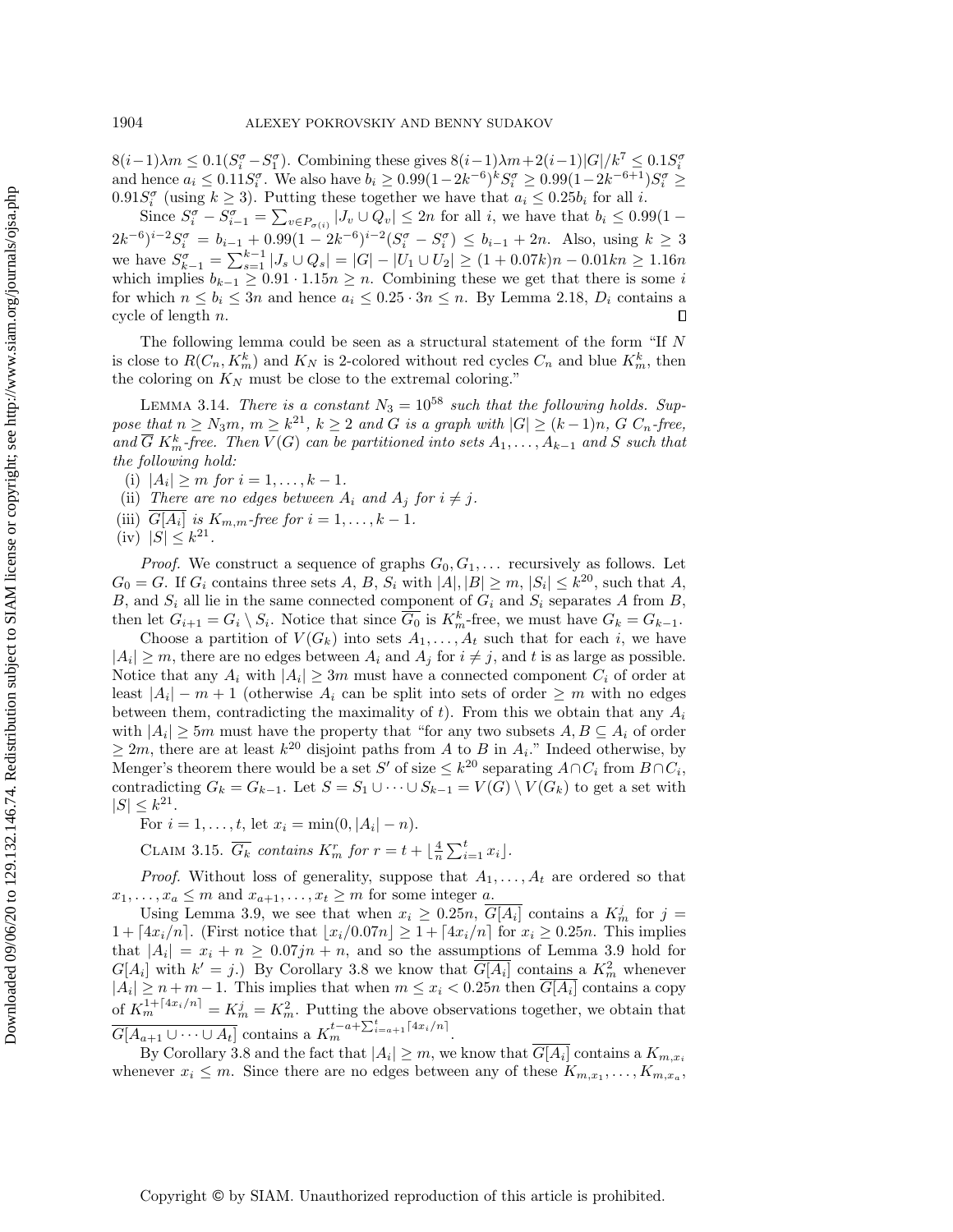$8(i-1)\lambda m \le 0.1(S_i^\sigma - S_1^\sigma)$. Combining these gives $8(i-1)\lambda m + 2(i-1)|G|/k^7 \le 0.1 S_i^\sigma$ and hence $a_i \le 0.11 S_i^\sigma$. We also have $b_i \ge 0.99(1-2k^{-6})^k S_i^\sigma \ge 0.99(1-2k^{-6+1})S_i^\sigma \ge 0.91 S_i^\sigma$ (using $k \ge 3$). Putting these together we have that $a_i \le 0.25 b_i$ for all $i$.

Since $S_i^\sigma - S_{i-1}^\sigma = \sum_{v \in P_{\sigma(i)}} |J_v \cup Q_v| \le 2n$ for all $i$, we have that $b_i \le 0.99(1-2k^{-6})^{i-2} S_i^\sigma = b_{i-1} + 0.99(1-2k^{-6})^{i-2}(S_i^\sigma - S_i^\sigma) \le b_{i-1} + 2n$. Also, using $k \ge 3$ we have $S_{k-1}^\sigma = \sum_{s=1}^{k-1} |J_s \cup Q_s| = |G| - |U_1 \cup U_2| \ge (1+0.07k)n - 0.01kn \ge 1.16n$ which implies $b_{k-1} \ge 0.91 \cdot 1.15n \ge n$. Combining these we get that there is some $i$ for which $n \le b_i \le 3n$ and hence $a_i \le 0.25 \cdot 3n \le n$. By Lemma 2.18, $D_i$ contains a cycle of length $n$. $\square$

The following lemma could be seen as a structural statement of the form "If $N$ is close to $R(C_n, K_m^k)$ and $K_N$ is 2-colored without red cycles $C_n$ and blue $K_m^k$, then the coloring on $K_N$ must be close to the extremal coloring."

Lemma 3.14. *There is a constant $N_3 = 10^{58}$ such that the following holds. Suppose that $n \ge N_3 m$, $m \ge k^{21}$, $k \ge 2$ and $G$ is a graph with $|G| \ge (k-1)n$, $G$ $C_n$-free, and $\overline{G}$ $K_m^k$-free. Then $V(G)$ can be partitioned into sets $A_1, \dots, A_{k-1}$ and $S$ such that the following hold:*

- (i) *$|A_i| \ge m$ for $i = 1, \dots, k-1$.*
- (ii) *There are no edges between $A_i$ and $A_j$ for $i \ne j$.*
- (iii) *$\overline{G[A_i]}$ is $K_{m,m}$-free for $i = 1, \dots, k-1$.*
- (iv) *$|S| \le k^{21}$.*

*Proof.* We construct a sequence of graphs $G_0, G_1, \dots$ recursively as follows. Let $G_0 = G$. If $G_i$ contains three sets $A$, $B$, $S_i$ with $|A|, |B| \ge m$, $|S_i| \le k^{20}$, such that $A$, $B$, and $S_i$ all lie in the same connected component of $G_i$ and $S_i$ separates $A$ from $B$, then let $G_{i+1} = G_i \setminus S_i$. Notice that since $\overline{G_0}$ is $K_m^k$-free, we must have $G_k = G_{k-1}$.

Choose a partition of $V(G_k)$ into sets $A_1, \dots, A_t$ such that for each $i$, we have $|A_i| \ge m$, there are no edges between $A_i$ and $A_j$ for $i \ne j$, and $t$ is as large as possible. Notice that any $A_i$ with $|A_i| \ge 3m$ must have a connected component $C_i$ of order at least $|A_i| - m + 1$ (otherwise $A_i$ can be split into sets of order $\ge m$ with no edges between them, contradicting the maximality of $t$). From this we obtain that any $A_i$ with $|A_i| \ge 5m$ must have the property that "for any two subsets $A, B \subseteq A_i$ of order $\ge 2m$, there are at least $k^{20}$ disjoint paths from $A$ to $B$ in $A_i$." Indeed otherwise, by Menger's theorem there would be a set $S'$ of size $\le k^{20}$ separating $A \cap C_i$ from $B \cap C_i$, contradicting $G_k = G_{k-1}$. Let $S = S_1 \cup \dots \cup S_{k-1} = V(G) \setminus V(G_k)$ to get a set with $|S| \le k^{21}$.

For $i = 1, \dots, t$, let $x_i = \min(0, |A_i| - n)$.

Claim 3.15. *$\overline{G_k}$ contains $K_m^r$ for $r = t + \lfloor \frac{4}{n} \sum_{i=1}^t x_i \rfloor$.*

*Proof.* Without loss of generality, suppose that $A_1, \dots, A_t$ are ordered so that $x_1, \dots, x_a \le m$ and $x_{a+1}, \dots, x_t \ge m$ for some integer $a$.

Using Lemma 3.9, we see that when $x_i \ge 0.25n$, $\overline{G[A_i]}$ contains a $K_m^j$ for $j = 1 + \lceil 4x_i/n \rceil$. (First notice that $\lfloor x_i/0.07n \rfloor \ge 1 + \lceil 4x_i/n \rceil$ for $x_i \ge 0.25n$. This implies that $|A_i| = x_i + n \ge 0.07jn + n$, and so the assumptions of Lemma 3.9 hold for $G[A_i]$ with $k' = j$.) By Corollary 3.8 we know that $\overline{G[A_i]}$ contains a $K_m^2$ whenever $|A_i| \ge n + m - 1$. This implies that when $m \le x_i < 0.25n$ then $\overline{G[A_i]}$ contains a copy of $K_m^{1+\lceil 4x_i/n \rceil} = K_m^j = K_m^2$. Putting the above observations together, we obtain that $\overline{G[A_{a+1} \cup \dots \cup A_t]}$ contains a $K_m^{t-a+\sum_{i=a+1}^t \lceil 4x_i/n \rceil}$.

By Corollary 3.8 and the fact that $|A_i| \ge m$, we know that $\overline{G[A_i]}$ contains a $K_{m,x_i}$ whenever $x_i \le m$. Since there are no edges between any of these $K_{m,x_1}, \dots, K_{m,x_a}$,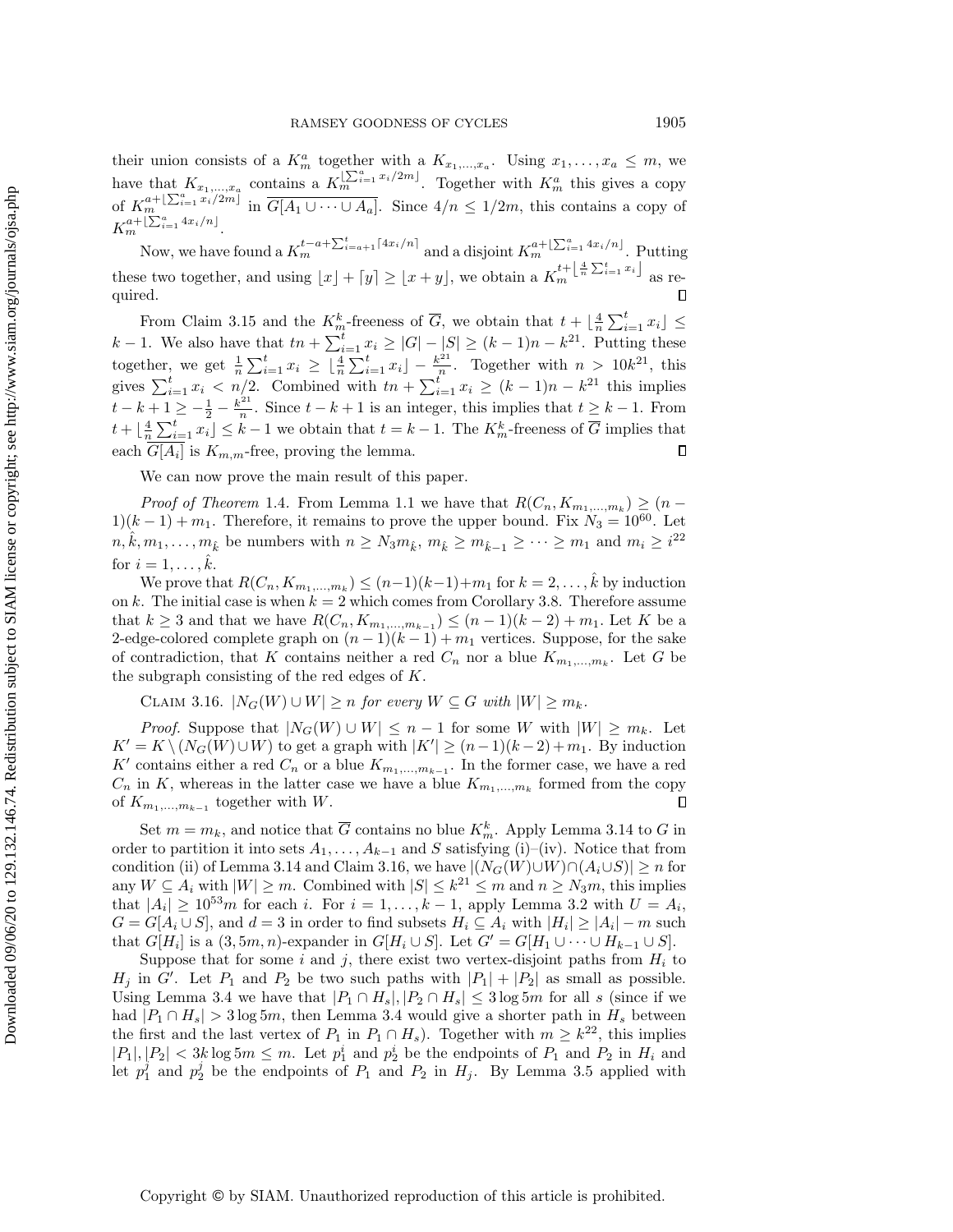their union consists of a $K_m^a$ together with a $K_{x_1,\dots,x_a}$. Using $x_1,\dots,x_a \le m$, we have that $K_{x_1,\dots,x_a}$ contains a $K_m^{\lfloor \sum_{i=1}^a x_i/2m\rfloor}$. Together with $K_m^a$ this gives a copy of $K_m^{a+\lfloor \sum_{i=1}^a x_i/2m\rfloor}$ in $\overline{G[A_1\cup\cdots\cup A_a]}$. Since $4/n \le 1/2m$, this contains a copy of $K_m^{a+\lfloor \sum_{i=1}^a 4x_i/n\rfloor}$.

Now, we have found a $K_m^{t-a+\sum_{i=a+1}^t \lceil 4x_i/n\rceil}$ and a disjoint $K_m^{a+\lfloor \sum_{i=1}^a 4x_i/n\rfloor}$. Putting these two together, and using $\lfloor x\rfloor + \lceil y\rceil \ge \lfloor x+y\rfloor$, we obtain a $K_m^{t+\lfloor \frac{4}{n}\sum_{i=1}^t x_i\rfloor}$ as required. $\square$

From Claim 3.15 and the $K_m^k$-freeness of $\overline{G}$, we obtain that $t + \lfloor \frac{4}{n}\sum_{i=1}^t x_i\rfloor \le k-1$. We also have that $tn + \sum_{i=1}^t x_i \ge |G| - |S| \ge (k-1)n - k^{21}$. Putting these together, we get $\frac{1}{n}\sum_{i=1}^t x_i \ge \lfloor \frac{4}{n}\sum_{i=1}^t x_i\rfloor - \frac{k^{21}}{n}$. Together with $n > 10k^{21}$, this gives $\sum_{i=1}^t x_i < n/2$. Combined with $tn + \sum_{i=1}^t x_i \ge (k-1)n - k^{21}$ this implies $t - k + 1 \ge -\frac{1}{2} - \frac{k^{21}}{n}$. Since $t-k+1$ is an integer, this implies that $t \ge k-1$. From $t + \lfloor \frac{4}{n}\sum_{i=1}^t x_i\rfloor \le k-1$ we obtain that $t = k-1$. The $K_m^k$-freeness of $\overline{G}$ implies that each $\overline{G[A_i]}$ is $K_{m,m}$-free, proving the lemma. $\square$

We can now prove the main result of this paper.

*Proof of Theorem* 1.4. From Lemma 1.1 we have that $R(C_n, K_{m_1,\dots,m_k}) \ge (n-1)(k-1)+m_1$. Therefore, it remains to prove the upper bound. Fix $N_3 = 10^{60}$. Let $n, \hat{k}, m_1, \dots, m_{\hat{k}}$ be numbers with $n \ge N_3 m_{\hat{k}}$, $m_{\hat{k}} \ge m_{\hat{k}-1} \ge \cdots \ge m_1$ and $m_i \ge i^{22}$ for $i = 1,\dots,\hat{k}$.

We prove that $R(C_n, K_{m_1,\dots,m_k}) \le (n-1)(k-1)+m_1$ for $k = 2,\dots,\hat{k}$ by induction on $k$. The initial case is when $k=2$ which comes from Corollary 3.8. Therefore assume that $k \ge 3$ and that we have $R(C_n, K_{m_1,\dots,m_{k-1}}) \le (n-1)(k-2)+m_1$. Let $K$ be a 2-edge-colored complete graph on $(n-1)(k-1)+m_1$ vertices. Suppose, for the sake of contradiction, that $K$ contains neither a red $C_n$ nor a blue $K_{m_1,\dots,m_k}$. Let $G$ be the subgraph consisting of the red edges of $K$.

Claim 3.16. *$|N_G(W)\cup W| \ge n$ for every $W \subseteq G$ with $|W| \ge m_k$.*

*Proof.* Suppose that $|N_G(W)\cup W| \le n-1$ for some $W$ with $|W| \ge m_k$. Let $K' = K \setminus (N_G(W)\cup W)$ to get a graph with $|K'| \ge (n-1)(k-2)+m_1$. By induction $K'$ contains either a red $C_n$ or a blue $K_{m_1,\dots,m_{k-1}}$. In the former case, we have a red $C_n$ in $K$, whereas in the latter case we have a blue $K_{m_1,\dots,m_k}$ formed from the copy of $K_{m_1,\dots,m_{k-1}}$ together with $W$. $\square$

Set $m = m_k$, and notice that $\overline{G}$ contains no blue $K_m^k$. Apply Lemma 3.14 to $G$ in order to partition it into sets $A_1,\dots,A_{k-1}$ and $S$ satisfying (i)–(iv). Notice that from condition (ii) of Lemma 3.14 and Claim 3.16, we have $|(N_G(W)\cup W)\cap(A_i\cup S)| \ge n$ for any $W \subseteq A_i$ with $|W| \ge m$. Combined with $|S| \le k^{21} \le m$ and $n \ge N_3 m$, this implies that $|A_i| \ge 10^{53}m$ for each $i$. For $i = 1,\dots,k-1$, apply Lemma 3.2 with $U = A_i$, $G = G[A_i\cup S]$, and $d=3$ in order to find subsets $H_i \subseteq A_i$ with $|H_i| \ge |A_i| - m$ such that $G[H_i]$ is a $(3, 5m, n)$-expander in $G[H_i \cup S]$. Let $G' = G[H_1\cup\cdots\cup H_{k-1}\cup S]$.

Suppose that for some $i$ and $j$, there exist two vertex-disjoint paths from $H_i$ to $H_j$ in $G'$. Let $P_1$ and $P_2$ be two such paths with $|P_1|+|P_2|$ as small as possible. Using Lemma 3.4 we have that $|P_1\cap H_s|, |P_2\cap H_s| \le 3\log 5m$ for all $s$ (since if we had $|P_1 \cap H_s| > 3\log 5m$, then Lemma 3.4 would give a shorter path in $H_s$ between the first and the last vertex of $P_1$ in $P_1\cap H_s$). Together with $m \ge k^{22}$, this implies $|P_1|, |P_2| < 3k\log 5m \le m$. Let $p_1^i$ and $p_2^i$ be the endpoints of $P_1$ and $P_2$ in $H_i$ and let $p_1^j$ and $p_2^j$ be the endpoints of $P_1$ and $P_2$ in $H_j$. By Lemma 3.5 applied with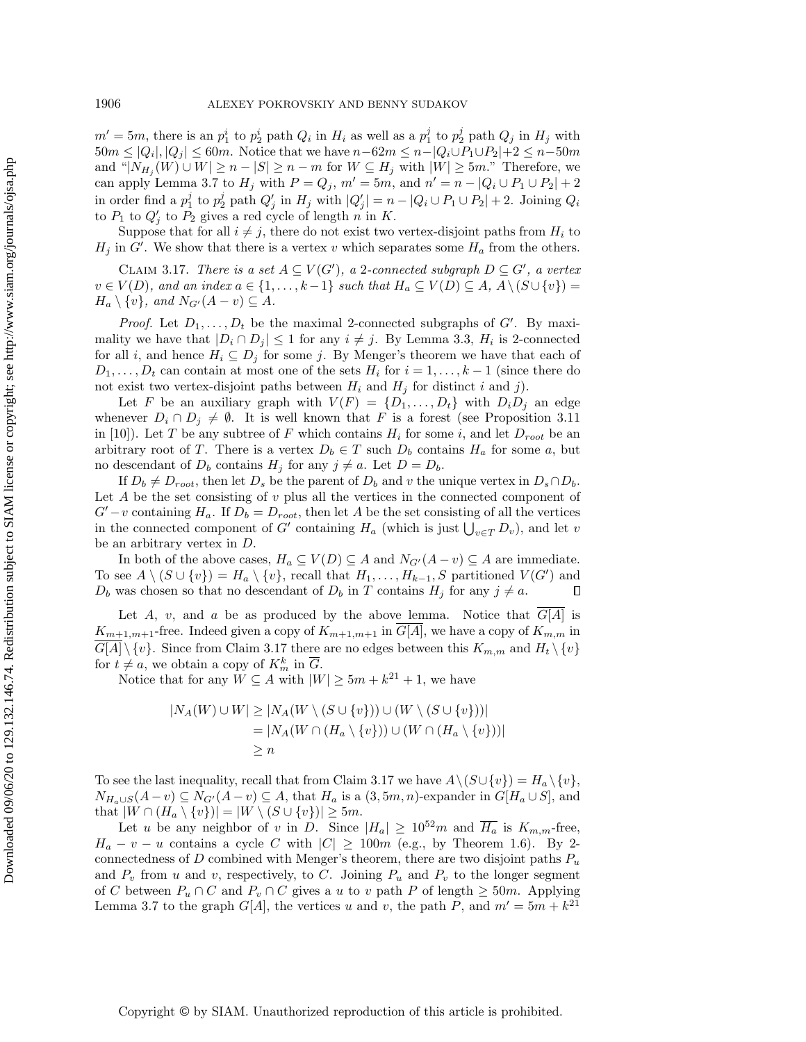$m' = 5m$, there is an $p_1^i$ to $p_2^i$ path $Q_i$ in $H_i$ as well as a $p_1^j$ to $p_2^j$ path $Q_j$ in $H_j$ with $50m \le |Q_i|, |Q_j| \le 60m$. Notice that we have $n - 62m \le n - |Q_i \cup P_1 \cup P_2| + 2 \le n - 50m$ and "$|N_{H_j}(W) \cup W| \ge n - |S| \ge n - m$ for $W \subseteq H_j$ with $|W| \ge 5m$." Therefore, we can apply Lemma 3.7 to $H_j$ with $P = Q_j$, $m' = 5m$, and $n' = n - |Q_i \cup P_1 \cup P_2| + 2$ in order find a $p_1^j$ to $p_2^j$ path $Q_j'$ in $H_j$ with $|Q_j'| = n - |Q_i \cup P_1 \cup P_2| + 2$. Joining $Q_i$ to $P_1$ to $Q_j'$ to $P_2$ gives a red cycle of length $n$ in $K$.

Suppose that for all $i \neq j$, there do not exist two vertex-disjoint paths from $H_i$ to $H_j$ in $G'$. We show that there is a vertex $v$ which separates some $H_a$ from the others.

Claim 3.17. *There is a set $A \subseteq V(G')$, a 2-connected subgraph $D \subseteq G'$, a vertex $v \in V(D)$, and an index $a \in \{1, \dots, k-1\}$ such that $H_a \subseteq V(D) \subseteq A$, $A \setminus (S \cup \{v\}) = H_a \setminus \{v\}$, and $N_{G'}(A - v) \subseteq A$.*

*Proof.* Let $D_1, \dots, D_t$ be the maximal 2-connected subgraphs of $G'$. By maximality we have that $|D_i \cap D_j| \le 1$ for any $i \neq j$. By Lemma 3.3, $H_i$ is 2-connected for all $i$, and hence $H_i \subseteq D_j$ for some $j$. By Menger's theorem we have that each of $D_1, \dots, D_t$ can contain at most one of the sets $H_i$ for $i = 1, \dots, k-1$ (since there do not exist two vertex-disjoint paths between $H_i$ and $H_j$ for distinct $i$ and $j$).

Let $F$ be an auxiliary graph with $V(F) = \{D_1, \dots, D_t\}$ with $D_iD_j$ an edge whenever $D_i \cap D_j \neq \emptyset$. It is well known that $F$ is a forest (see Proposition 3.11 in [10]). Let $T$ be any subtree of $F$ which contains $H_i$ for some $i$, and let $D_{root}$ be an arbitrary root of $T$. There is a vertex $D_b \in T$ such $D_b$ contains $H_a$ for some $a$, but no descendant of $D_b$ contains $H_j$ for any $j \neq a$. Let $D = D_b$.

If $D_b \neq D_{root}$, then let $D_s$ be the parent of $D_b$ and $v$ the unique vertex in $D_s \cap D_b$. Let $A$ be the set consisting of $v$ plus all the vertices in the connected component of $G' - v$ containing $H_a$. If $D_b = D_{root}$, then let $A$ be the set consisting of all the vertices in the connected component of $G'$ containing $H_a$ (which is just $\bigcup_{v \in T} D_v$), and let $v$ be an arbitrary vertex in $D$.

In both of the above cases, $H_a \subseteq V(D) \subseteq A$ and $N_{G'}(A - v) \subseteq A$ are immediate. To see $A \setminus (S \cup \{v\}) = H_a \setminus \{v\}$, recall that $H_1, \dots, H_{k-1}, S$ partitioned $V(G')$ and $D_b$ was chosen so that no descendant of $D_b$ in $T$ contains $H_j$ for any $j \neq a$. ∎

Let $A$, $v$, and $a$ be as produced by the above lemma. Notice that $\overline{G[A]}$ is $K_{m+1,m+1}$-free. Indeed given a copy of $K_{m+1,m+1}$ in $\overline{G[A]}$, we have a copy of $K_{m,m}$ in $\overline{G[A]} \setminus \{v\}$. Since from Claim 3.17 there are no edges between this $K_{m,m}$ and $H_t \setminus \{v\}$ for $t \neq a$, we obtain a copy of $K_m^k$ in $\overline{G}$.

Notice that for any $W \subseteq A$ with $|W| \ge 5m + k^{21} + 1$, we have

$$\begin{aligned}|N_A(W) \cup W| &\ge |N_A(W \setminus (S \cup \{v\})) \cup (W \setminus (S \cup \{v\}))| \\ &= |N_A(W \cap (H_a \setminus \{v\})) \cup (W \cap (H_a \setminus \{v\}))| \\ &\ge n\end{aligned}$$

To see the last inequality, recall that from Claim 3.17 we have $A \setminus (S \cup \{v\}) = H_a \setminus \{v\}$, $N_{H_a \cup S}(A - v) \subseteq N_{G'}(A - v) \subseteq A$, that $H_a$ is a $(3, 5m, n)$-expander in $G[H_a \cup S]$, and that $|W \cap (H_a \setminus \{v\})| = |W \setminus (S \cup \{v\})| \ge 5m$.

Let $u$ be any neighbor of $v$ in $D$. Since $|H_a| \ge 10^{52}m$ and $\overline{H_a}$ is $K_{m,m}$-free, $H_a - v - u$ contains a cycle $C$ with $|C| \ge 100m$ (e.g., by Theorem 1.6). By 2-connectedness of $D$ combined with Menger's theorem, there are two disjoint paths $P_u$ and $P_v$ from $u$ and $v$, respectively, to $C$. Joining $P_u$ and $P_v$ to the longer segment of $C$ between $P_u \cap C$ and $P_v \cap C$ gives a $u$ to $v$ path $P$ of length $\ge 50m$. Applying Lemma 3.7 to the graph $G[A]$, the vertices $u$ and $v$, the path $P$, and $m' = 5m + k^{21}$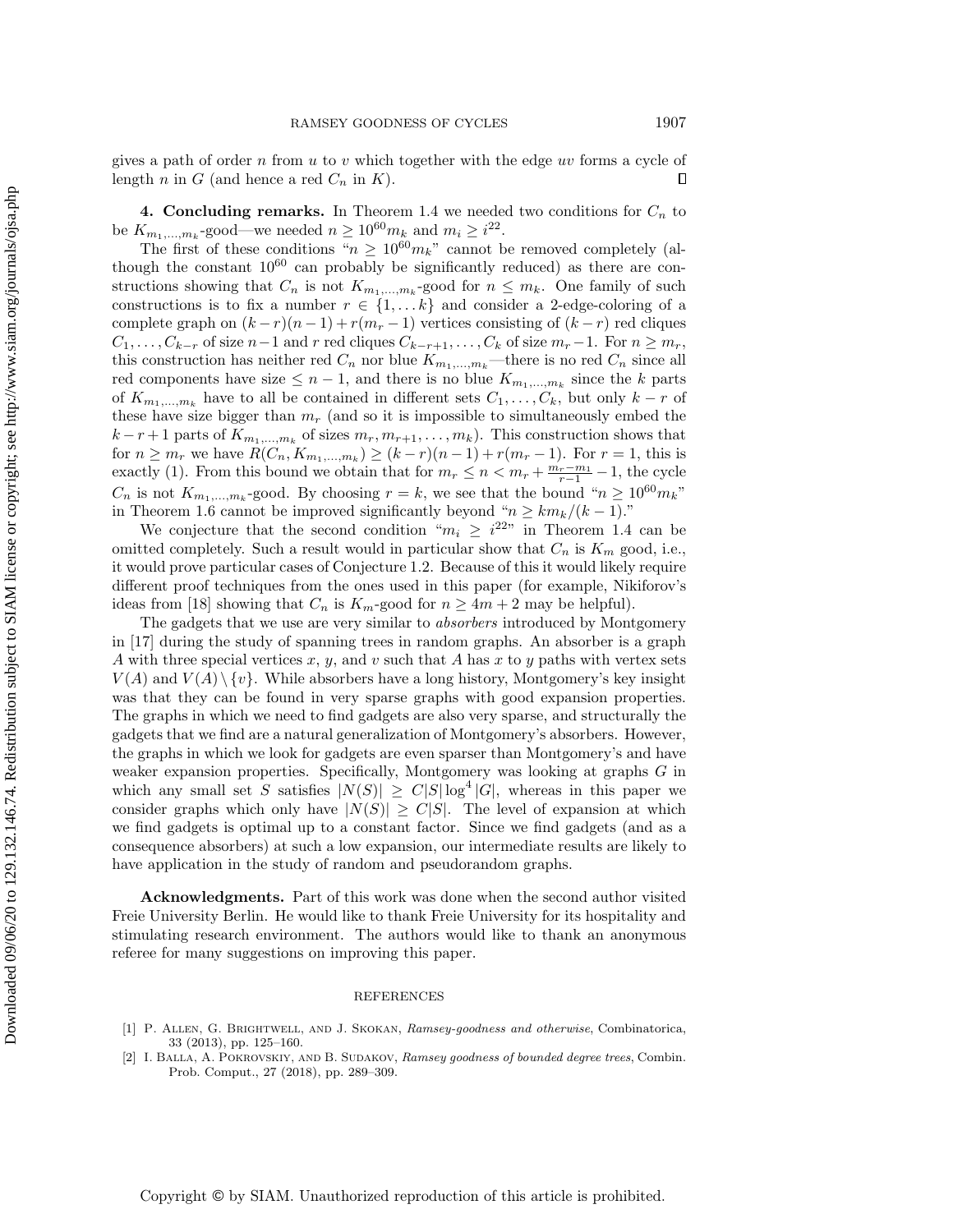gives a path of order $n$ from $u$ to $v$ which together with the edge $uv$ forms a cycle of length $n$ in $G$ (and hence a red $C_n$ in $K$). ∎

## 4. Concluding remarks.

In Theorem 1.4 we needed two conditions for $C_n$ to be $K_{m_1,\ldots,m_k}$-good—we needed $n \geq 10^{60} m_k$ and $m_i \geq i^{22}$.

The first of these conditions "$n \geq 10^{60} m_k$" cannot be removed completely (although the constant $10^{60}$ can probably be significantly reduced) as there are constructions showing that $C_n$ is not $K_{m_1,\ldots,m_k}$-good for $n \leq m_k$. One family of such constructions is to fix a number $r \in \{1, \ldots k\}$ and consider a 2-edge-coloring of a complete graph on $(k-r)(n-1) + r(m_r - 1)$ vertices consisting of $(k-r)$ red cliques $C_1, \ldots, C_{k-r}$ of size $n-1$ and $r$ red cliques $C_{k-r+1}, \ldots, C_k$ of size $m_r - 1$. For $n \geq m_r$, this construction has neither red $C_n$ nor blue $K_{m_1,\ldots,m_k}$—there is no red $C_n$ since all red components have size $\leq n-1$, and there is no blue $K_{m_1,\ldots,m_k}$ since the $k$ parts of $K_{m_1,\ldots,m_k}$ have to all be contained in different sets $C_1, \ldots, C_k$, but only $k-r$ of these have size bigger than $m_r$ (and so it is impossible to simultaneously embed the $k-r+1$ parts of $K_{m_1,\ldots,m_k}$ of sizes $m_r, m_{r+1}, \ldots, m_k$). This construction shows that for $n \geq m_r$ we have $R(C_n, K_{m_1,\ldots,m_k}) \geq (k-r)(n-1) + r(m_r - 1)$. For $r = 1$, this is exactly (1). From this bound we obtain that for $m_r \leq n < m_r + \frac{m_r - m_1}{r-1} - 1$, the cycle $C_n$ is not $K_{m_1,\ldots,m_k}$-good. By choosing $r = k$, we see that the bound "$n \geq 10^{60} m_k$" in Theorem 1.6 cannot be improved significantly beyond "$n \geq k m_k/(k-1)$."

We conjecture that the second condition "$m_i \geq i^{22}$" in Theorem 1.4 can be omitted completely. Such a result would in particular show that $C_n$ is $K_m$ good, i.e., it would prove particular cases of Conjecture 1.2. Because of this it would likely require different proof techniques from the ones used in this paper (for example, Nikiforov's ideas from [18] showing that $C_n$ is $K_m$-good for $n \geq 4m + 2$ may be helpful).

The gadgets that we use are very similar to *absorbers* introduced by Montgomery in [17] during the study of spanning trees in random graphs. An absorber is a graph $A$ with three special vertices $x$, $y$, and $v$ such that $A$ has $x$ to $y$ paths with vertex sets $V(A)$ and $V(A) \setminus \{v\}$. While absorbers have a long history, Montgomery's key insight was that they can be found in very sparse graphs with good expansion properties. The graphs in which we need to find gadgets are also very sparse, and structurally the gadgets that we find are a natural generalization of Montgomery's absorbers. However, the graphs in which we look for gadgets are even sparser than Montgomery's and have weaker expansion properties. Specifically, Montgomery was looking at graphs $G$ in which any small set $S$ satisfies $|N(S)| \geq C|S| \log^4 |G|$, whereas in this paper we consider graphs which only have $|N(S)| \geq C|S|$. The level of expansion at which we find gadgets is optimal up to a constant factor. Since we find gadgets (and as a consequence absorbers) at such a low expansion, our intermediate results are likely to have application in the study of random and pseudorandom graphs.

**Acknowledgments.** Part of this work was done when the second author visited Freie University Berlin. He would like to thank Freie University for its hospitality and stimulating research environment. The authors would like to thank an anonymous referee for many suggestions on improving this paper.

## REFERENCES

[1] P. Allen, G. Brightwell, and J. Skokan, *Ramsey-goodness and otherwise*, Combinatorica, 33 (2013), pp. 125–160.

[2] I. Balla, A. Pokrovskiy, and B. Sudakov, *Ramsey goodness of bounded degree trees*, Combin. Prob. Comput., 27 (2018), pp. 289–309.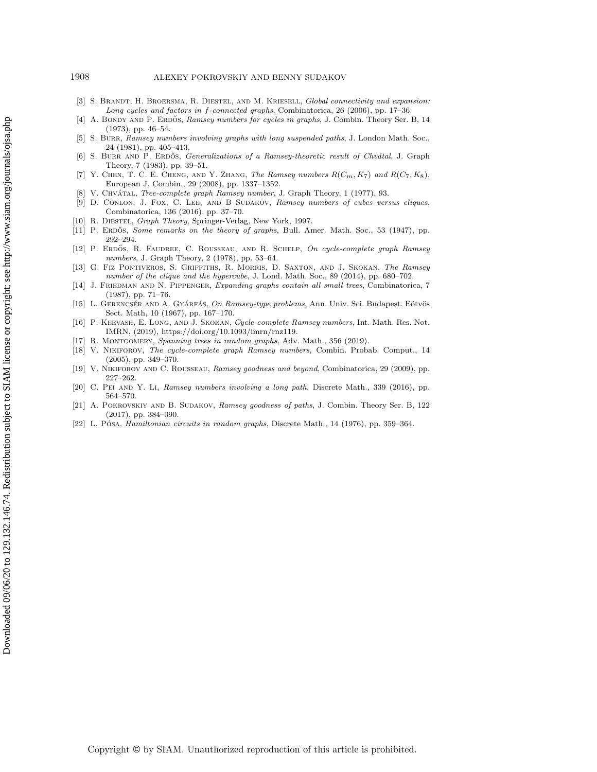[3] S. Brandt, H. Broersma, R. Diestel, and M. Kriesell, *Global connectivity and expansion: Long cycles and factors in f-connected graphs*, Combinatorica, 26 (2006), pp. 17–36.

[4] A. Bondy and P. Erdős, *Ramsey numbers for cycles in graphs*, J. Combin. Theory Ser. B, 14 (1973), pp. 46–54.

[5] S. Burr, *Ramsey numbers involving graphs with long suspended paths*, J. London Math. Soc., 24 (1981), pp. 405–413.

[6] S. Burr and P. Erdős, *Generalizations of a Ramsey-theoretic result of Chvátal*, J. Graph Theory, 7 (1983), pp. 39–51.

[7] Y. Chen, T. C. E. Cheng, and Y. Zhang, *The Ramsey numbers $R(C_m, K_7)$ and $R(C_7, K_8)$*, European J. Combin., 29 (2008), pp. 1337–1352.

[8] V. Chvátal, *Tree-complete graph Ramsey number*, J. Graph Theory, 1 (1977), 93.

[9] D. Conlon, J. Fox, C. Lee, and B Sudakov, *Ramsey numbers of cubes versus cliques*, Combinatorica, 136 (2016), pp. 37–70.

[10] R. Diestel, *Graph Theory*, Springer-Verlag, New York, 1997.

[11] P. Erdős, *Some remarks on the theory of graphs*, Bull. Amer. Math. Soc., 53 (1947), pp. 292–294.

[12] P. Erdős, R. Faudree, C. Rousseau, and R. Schelp, *On cycle-complete graph Ramsey numbers*, J. Graph Theory, 2 (1978), pp. 53–64.

[13] G. Fiz Pontiveros, S. Griffiths, R. Morris, D. Saxton, and J. Skokan, *The Ramsey number of the clique and the hypercube*, J. Lond. Math. Soc., 89 (2014), pp. 680–702.

[14] J. Friedman and N. Pippenger, *Expanding graphs contain all small trees*, Combinatorica, 7 (1987), pp. 71–76.

[15] L. Gerencsér and A. Gyárfás, *On Ramsey-type problems*, Ann. Univ. Sci. Budapest. Eötvös Sect. Math, 10 (1967), pp. 167–170.

[16] P. Keevash, E. Long, and J. Skokan, *Cycle-complete Ramsey numbers*, Int. Math. Res. Not. IMRN, (2019), https://doi.org/10.1093/imrn/rnz119.

[17] R. Montgomery, *Spanning trees in random graphs*, Adv. Math., 356 (2019).

[18] V. Nikiforov, *The cycle-complete graph Ramsey numbers*, Combin. Probab. Comput., 14 (2005), pp. 349–370.

[19] V. Nikiforov and C. Rousseau, *Ramsey goodness and beyond*, Combinatorica, 29 (2009), pp. 227–262.

[20] C. Pei and Y. Li, *Ramsey numbers involving a long path*, Discrete Math., 339 (2016), pp. 564–570.

[21] A. Pokrovskiy and B. Sudakov, *Ramsey goodness of paths*, J. Combin. Theory Ser. B, 122 (2017), pp. 384–390.

[22] L. Pósa, *Hamiltonian circuits in random graphs*, Discrete Math., 14 (1976), pp. 359–364.